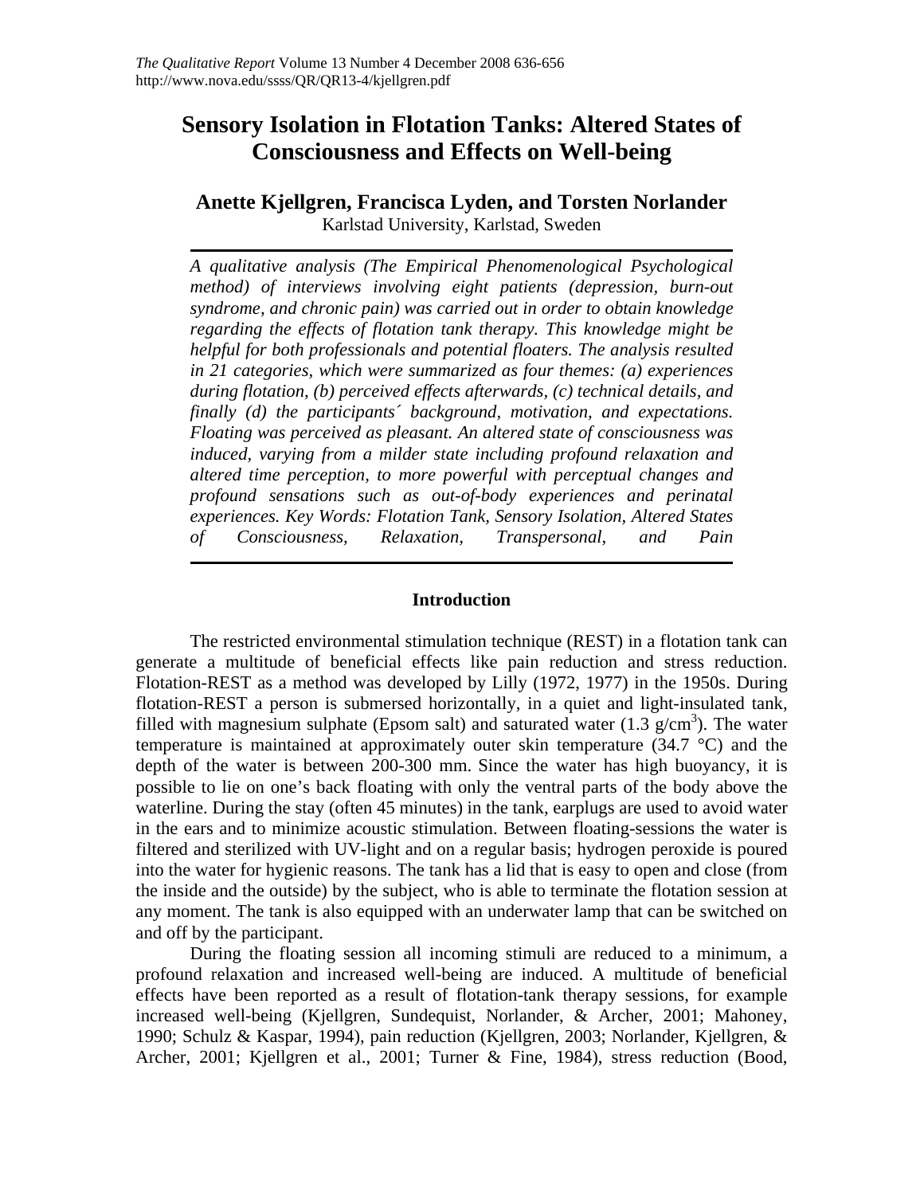# Sensory Isolation in Flotation Tanks: Altered States of Consciousness and Effects on Well-being

**Anette Kjellgren, Francisca Lyden, and Torsten Norlander**

Karlstad University, Karlstad, Sweden

*A qualitative analysis (The Empirical Phenomenological Psychological method) of interviews involving eight patients (depression, burn-out syndrome, and chronic pain) was carried out in order to obtain knowledge regarding the effects of flotation tank therapy. This knowledge might be helpful for both professionals and potential floaters. The analysis resulted in 21 categories, which were summarized as four themes: (a) experiences during flotation, (b) perceived effects afterwards, (c) technical details, and finally (d) the participants´ background, motivation, and expectations. Floating was perceived as pleasant. An altered state of consciousness was induced, varying from a milder state including profound relaxation and altered time perception, to more powerful with perceptual changes and profound sensations such as out-of-body experiences and perinatal experiences. Key Words: Flotation Tank, Sensory Isolation, Altered States of Consciousness, Relaxation, Transpersonal, and Pain*

## Introduction

The restricted environmental stimulation technique (REST) in a flotation tank can generate a multitude of beneficial effects like pain reduction and stress reduction. Flotation-REST as a method was developed by Lilly (1972, 1977) in the 1950s. During flotation-REST a person is submersed horizontally, in a quiet and light-insulated tank, filled with magnesium sulphate (Epsom salt) and saturated water (1.3 g/cm$^3$). The water temperature is maintained at approximately outer skin temperature (34.7 °C) and the depth of the water is between 200-300 mm. Since the water has high buoyancy, it is possible to lie on one's back floating with only the ventral parts of the body above the waterline. During the stay (often 45 minutes) in the tank, earplugs are used to avoid water in the ears and to minimize acoustic stimulation. Between floating-sessions the water is filtered and sterilized with UV-light and on a regular basis; hydrogen peroxide is poured into the water for hygienic reasons. The tank has a lid that is easy to open and close (from the inside and the outside) by the subject, who is able to terminate the flotation session at any moment. The tank is also equipped with an underwater lamp that can be switched on and off by the participant.

During the floating session all incoming stimuli are reduced to a minimum, a profound relaxation and increased well-being are induced. A multitude of beneficial effects have been reported as a result of flotation-tank therapy sessions, for example increased well-being (Kjellgren, Sundequist, Norlander, & Archer, 2001; Mahoney, 1990; Schulz & Kaspar, 1994), pain reduction (Kjellgren, 2003; Norlander, Kjellgren, & Archer, 2001; Kjellgren et al., 2001; Turner & Fine, 1984), stress reduction (Bood,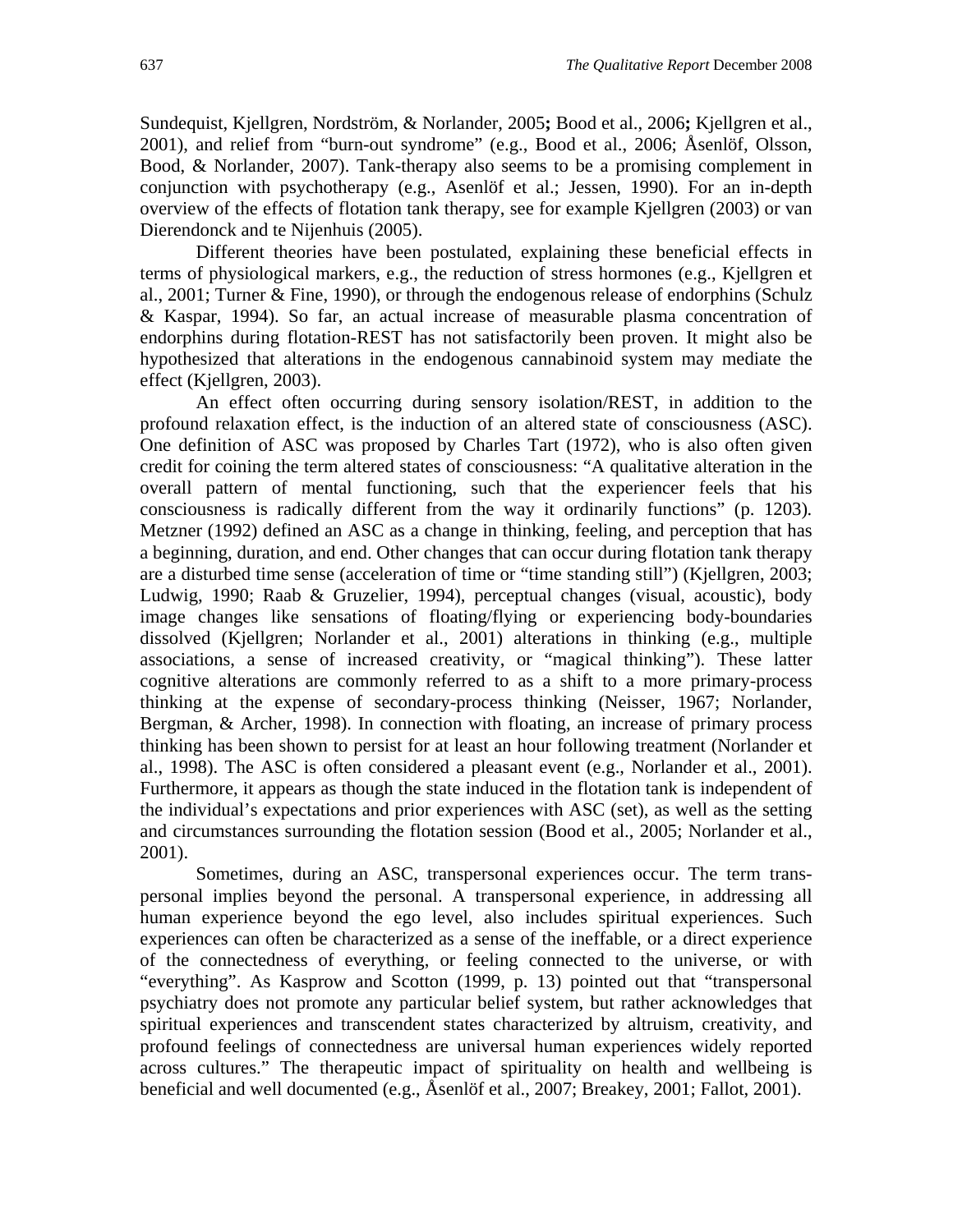Sundequist, Kjellgren, Nordström, & Norlander, 2005**;** Bood et al., 2006**;** Kjellgren et al., 2001), and relief from "burn-out syndrome" (e.g., Bood et al., 2006; Åsenlöf, Olsson, Bood, & Norlander, 2007). Tank-therapy also seems to be a promising complement in conjunction with psychotherapy (e.g., Asenlöf et al.; Jessen, 1990). For an in-depth overview of the effects of flotation tank therapy, see for example Kjellgren (2003) or van Dierendonck and te Nijenhuis (2005).

Different theories have been postulated, explaining these beneficial effects in terms of physiological markers, e.g., the reduction of stress hormones (e.g., Kjellgren et al., 2001; Turner & Fine, 1990), or through the endogenous release of endorphins (Schulz & Kaspar, 1994). So far, an actual increase of measurable plasma concentration of endorphins during flotation-REST has not satisfactorily been proven. It might also be hypothesized that alterations in the endogenous cannabinoid system may mediate the effect (Kjellgren, 2003).

An effect often occurring during sensory isolation/REST, in addition to the profound relaxation effect, is the induction of an altered state of consciousness (ASC). One definition of ASC was proposed by Charles Tart (1972), who is also often given credit for coining the term altered states of consciousness: "A qualitative alteration in the overall pattern of mental functioning, such that the experiencer feels that his consciousness is radically different from the way it ordinarily functions" (p. 1203). Metzner (1992) defined an ASC as a change in thinking, feeling, and perception that has a beginning, duration, and end. Other changes that can occur during flotation tank therapy are a disturbed time sense (acceleration of time or "time standing still") (Kjellgren, 2003; Ludwig, 1990; Raab & Gruzelier, 1994), perceptual changes (visual, acoustic), body image changes like sensations of floating/flying or experiencing body-boundaries dissolved (Kjellgren; Norlander et al., 2001) alterations in thinking (e.g., multiple associations, a sense of increased creativity, or "magical thinking"). These latter cognitive alterations are commonly referred to as a shift to a more primary-process thinking at the expense of secondary-process thinking (Neisser, 1967; Norlander, Bergman, & Archer, 1998). In connection with floating, an increase of primary process thinking has been shown to persist for at least an hour following treatment (Norlander et al., 1998). The ASC is often considered a pleasant event (e.g., Norlander et al., 2001). Furthermore, it appears as though the state induced in the flotation tank is independent of the individual's expectations and prior experiences with ASC (set), as well as the setting and circumstances surrounding the flotation session (Bood et al., 2005; Norlander et al., 2001).

Sometimes, during an ASC, transpersonal experiences occur. The term trans-personal implies beyond the personal. A transpersonal experience, in addressing all human experience beyond the ego level, also includes spiritual experiences. Such experiences can often be characterized as a sense of the ineffable, or a direct experience of the connectedness of everything, or feeling connected to the universe, or with "everything". As Kasprow and Scotton (1999, p. 13) pointed out that "transpersonal psychiatry does not promote any particular belief system, but rather acknowledges that spiritual experiences and transcendent states characterized by altruism, creativity, and profound feelings of connectedness are universal human experiences widely reported across cultures." The therapeutic impact of spirituality on health and wellbeing is beneficial and well documented (e.g., Åsenlöf et al., 2007; Breakey, 2001; Fallot, 2001).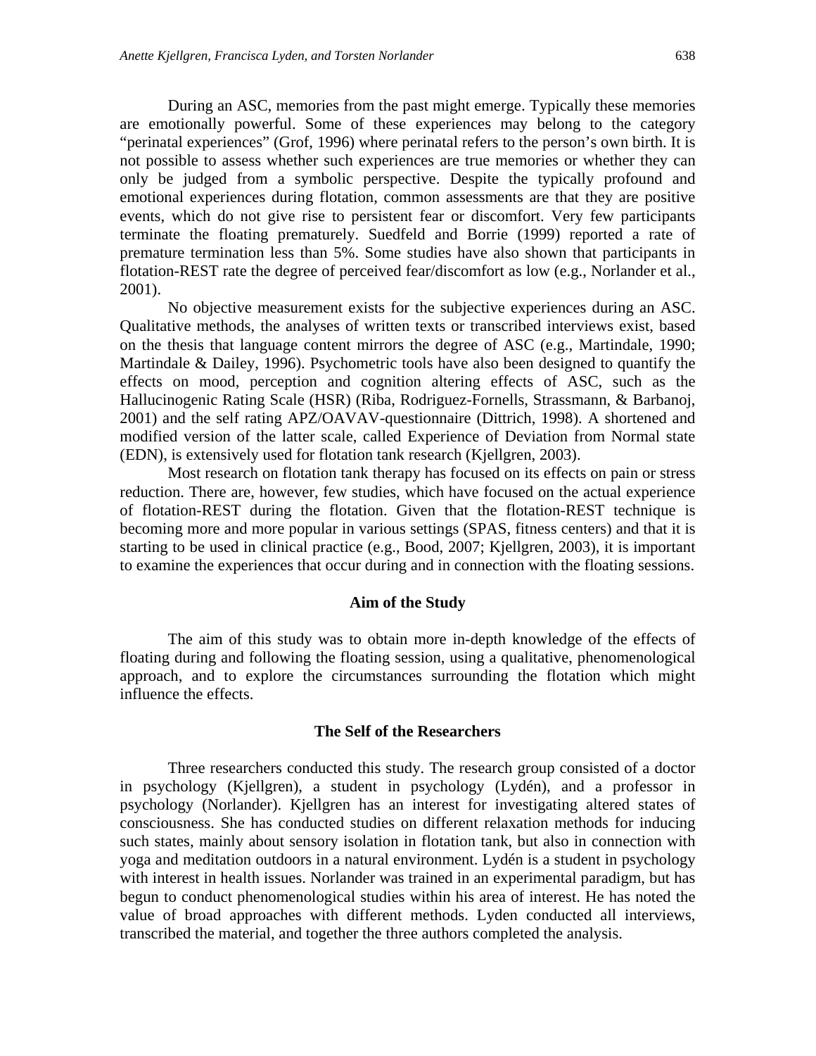During an ASC, memories from the past might emerge. Typically these memories are emotionally powerful. Some of these experiences may belong to the category "perinatal experiences" (Grof, 1996) where perinatal refers to the person's own birth. It is not possible to assess whether such experiences are true memories or whether they can only be judged from a symbolic perspective. Despite the typically profound and emotional experiences during flotation, common assessments are that they are positive events, which do not give rise to persistent fear or discomfort. Very few participants terminate the floating prematurely. Suedfeld and Borrie (1999) reported a rate of premature termination less than 5%. Some studies have also shown that participants in flotation-REST rate the degree of perceived fear/discomfort as low (e.g., Norlander et al., 2001).

No objective measurement exists for the subjective experiences during an ASC. Qualitative methods, the analyses of written texts or transcribed interviews exist, based on the thesis that language content mirrors the degree of ASC (e.g., Martindale, 1990; Martindale & Dailey, 1996). Psychometric tools have also been designed to quantify the effects on mood, perception and cognition altering effects of ASC, such as the Hallucinogenic Rating Scale (HSR) (Riba, Rodriguez-Fornells, Strassmann, & Barbanoj, 2001) and the self rating APZ/OAVAV-questionnaire (Dittrich, 1998). A shortened and modified version of the latter scale, called Experience of Deviation from Normal state (EDN), is extensively used for flotation tank research (Kjellgren, 2003).

Most research on flotation tank therapy has focused on its effects on pain or stress reduction. There are, however, few studies, which have focused on the actual experience of flotation-REST during the flotation. Given that the flotation-REST technique is becoming more and more popular in various settings (SPAS, fitness centers) and that it is starting to be used in clinical practice (e.g., Bood, 2007; Kjellgren, 2003), it is important to examine the experiences that occur during and in connection with the floating sessions.

## Aim of the Study

The aim of this study was to obtain more in-depth knowledge of the effects of floating during and following the floating session, using a qualitative, phenomenological approach, and to explore the circumstances surrounding the flotation which might influence the effects.

## The Self of the Researchers

Three researchers conducted this study. The research group consisted of a doctor in psychology (Kjellgren), a student in psychology (Lydén), and a professor in psychology (Norlander). Kjellgren has an interest for investigating altered states of consciousness. She has conducted studies on different relaxation methods for inducing such states, mainly about sensory isolation in flotation tank, but also in connection with yoga and meditation outdoors in a natural environment. Lydén is a student in psychology with interest in health issues. Norlander was trained in an experimental paradigm, but has begun to conduct phenomenological studies within his area of interest. He has noted the value of broad approaches with different methods. Lyden conducted all interviews, transcribed the material, and together the three authors completed the analysis.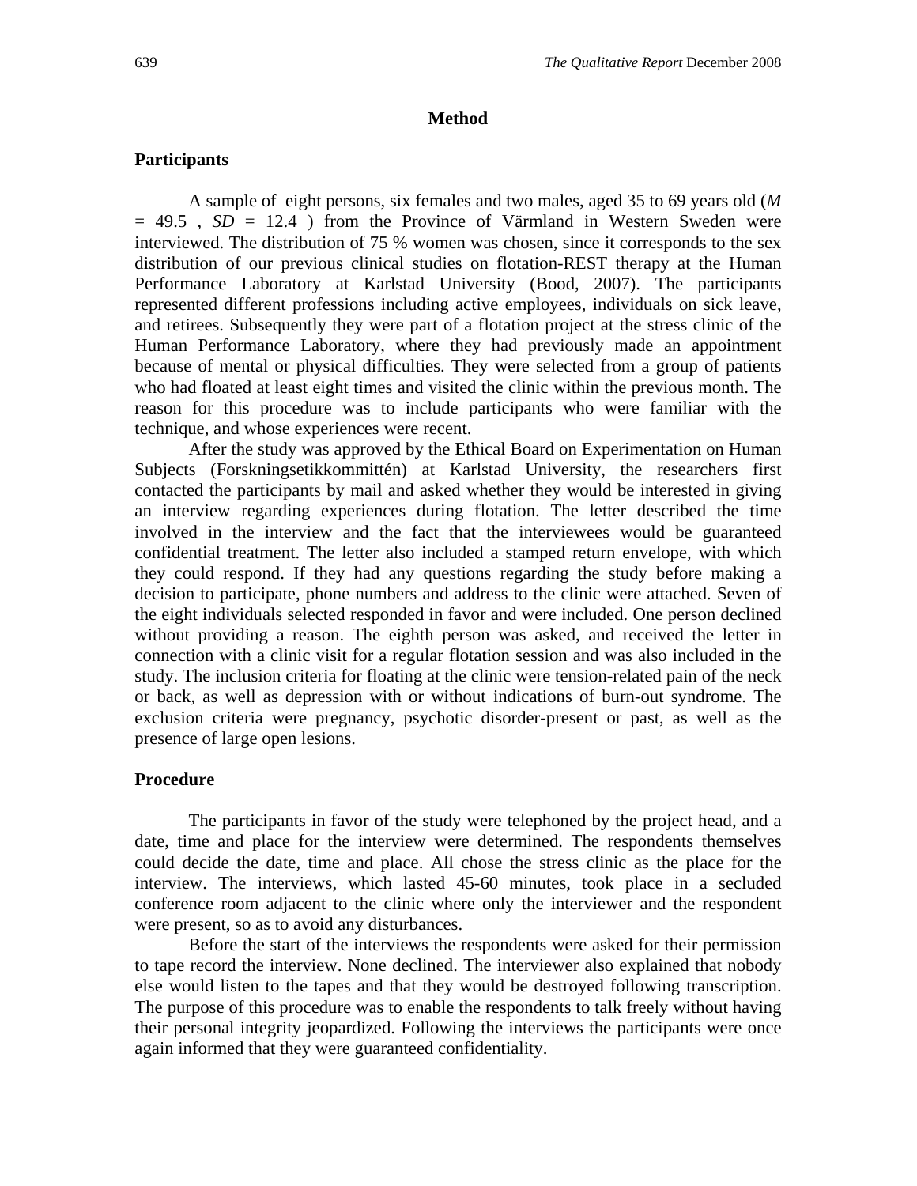## Method

### Participants

A sample of eight persons, six females and two males, aged 35 to 69 years old (*M* = 49.5 , *SD* = 12.4 ) from the Province of Värmland in Western Sweden were interviewed. The distribution of 75 % women was chosen, since it corresponds to the sex distribution of our previous clinical studies on flotation-REST therapy at the Human Performance Laboratory at Karlstad University (Bood, 2007). The participants represented different professions including active employees, individuals on sick leave, and retirees. Subsequently they were part of a flotation project at the stress clinic of the Human Performance Laboratory, where they had previously made an appointment because of mental or physical difficulties. They were selected from a group of patients who had floated at least eight times and visited the clinic within the previous month. The reason for this procedure was to include participants who were familiar with the technique, and whose experiences were recent.

After the study was approved by the Ethical Board on Experimentation on Human Subjects (Forskningsetikkommittén) at Karlstad University, the researchers first contacted the participants by mail and asked whether they would be interested in giving an interview regarding experiences during flotation. The letter described the time involved in the interview and the fact that the interviewees would be guaranteed confidential treatment. The letter also included a stamped return envelope, with which they could respond. If they had any questions regarding the study before making a decision to participate, phone numbers and address to the clinic were attached. Seven of the eight individuals selected responded in favor and were included. One person declined without providing a reason. The eighth person was asked, and received the letter in connection with a clinic visit for a regular flotation session and was also included in the study. The inclusion criteria for floating at the clinic were tension-related pain of the neck or back, as well as depression with or without indications of burn-out syndrome. The exclusion criteria were pregnancy, psychotic disorder-present or past, as well as the presence of large open lesions.

### Procedure

The participants in favor of the study were telephoned by the project head, and a date, time and place for the interview were determined. The respondents themselves could decide the date, time and place. All chose the stress clinic as the place for the interview. The interviews, which lasted 45-60 minutes, took place in a secluded conference room adjacent to the clinic where only the interviewer and the respondent were present, so as to avoid any disturbances.

Before the start of the interviews the respondents were asked for their permission to tape record the interview. None declined. The interviewer also explained that nobody else would listen to the tapes and that they would be destroyed following transcription. The purpose of this procedure was to enable the respondents to talk freely without having their personal integrity jeopardized. Following the interviews the participants were once again informed that they were guaranteed confidentiality.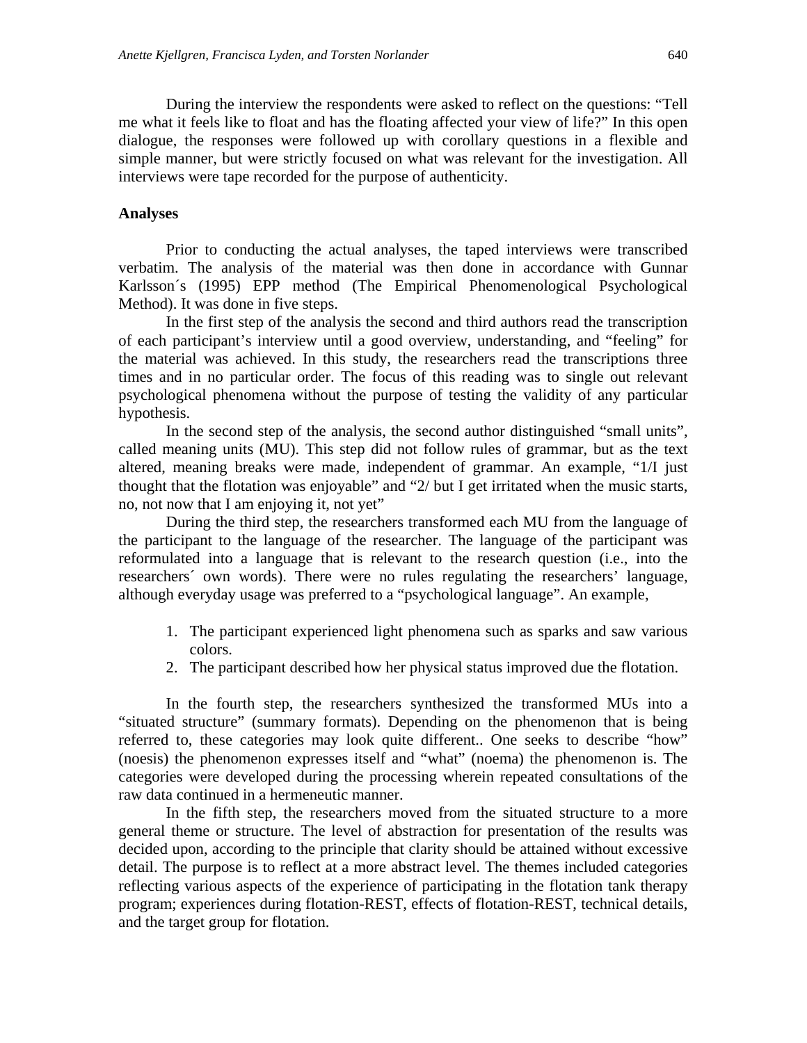During the interview the respondents were asked to reflect on the questions: "Tell me what it feels like to float and has the floating affected your view of life?" In this open dialogue, the responses were followed up with corollary questions in a flexible and simple manner, but were strictly focused on what was relevant for the investigation. All interviews were tape recorded for the purpose of authenticity.

**Analyses**

Prior to conducting the actual analyses, the taped interviews were transcribed verbatim. The analysis of the material was then done in accordance with Gunnar Karlsson´s (1995) EPP method (The Empirical Phenomenological Psychological Method). It was done in five steps.

In the first step of the analysis the second and third authors read the transcription of each participant's interview until a good overview, understanding, and "feeling" for the material was achieved. In this study, the researchers read the transcriptions three times and in no particular order. The focus of this reading was to single out relevant psychological phenomena without the purpose of testing the validity of any particular hypothesis.

In the second step of the analysis, the second author distinguished "small units", called meaning units (MU). This step did not follow rules of grammar, but as the text altered, meaning breaks were made, independent of grammar. An example, "1/I just thought that the flotation was enjoyable" and "2/ but I get irritated when the music starts, no, not now that I am enjoying it, not yet"

During the third step, the researchers transformed each MU from the language of the participant to the language of the researcher. The language of the participant was reformulated into a language that is relevant to the research question (i.e., into the researchers´ own words). There were no rules regulating the researchers' language, although everyday usage was preferred to a "psychological language". An example,

1. The participant experienced light phenomena such as sparks and saw various colors.
2. The participant described how her physical status improved due the flotation.

In the fourth step, the researchers synthesized the transformed MUs into a "situated structure" (summary formats). Depending on the phenomenon that is being referred to, these categories may look quite different.. One seeks to describe "how" (noesis) the phenomenon expresses itself and "what" (noema) the phenomenon is. The categories were developed during the processing wherein repeated consultations of the raw data continued in a hermeneutic manner.

In the fifth step, the researchers moved from the situated structure to a more general theme or structure. The level of abstraction for presentation of the results was decided upon, according to the principle that clarity should be attained without excessive detail. The purpose is to reflect at a more abstract level. The themes included categories reflecting various aspects of the experience of participating in the flotation tank therapy program; experiences during flotation-REST, effects of flotation-REST, technical details, and the target group for flotation.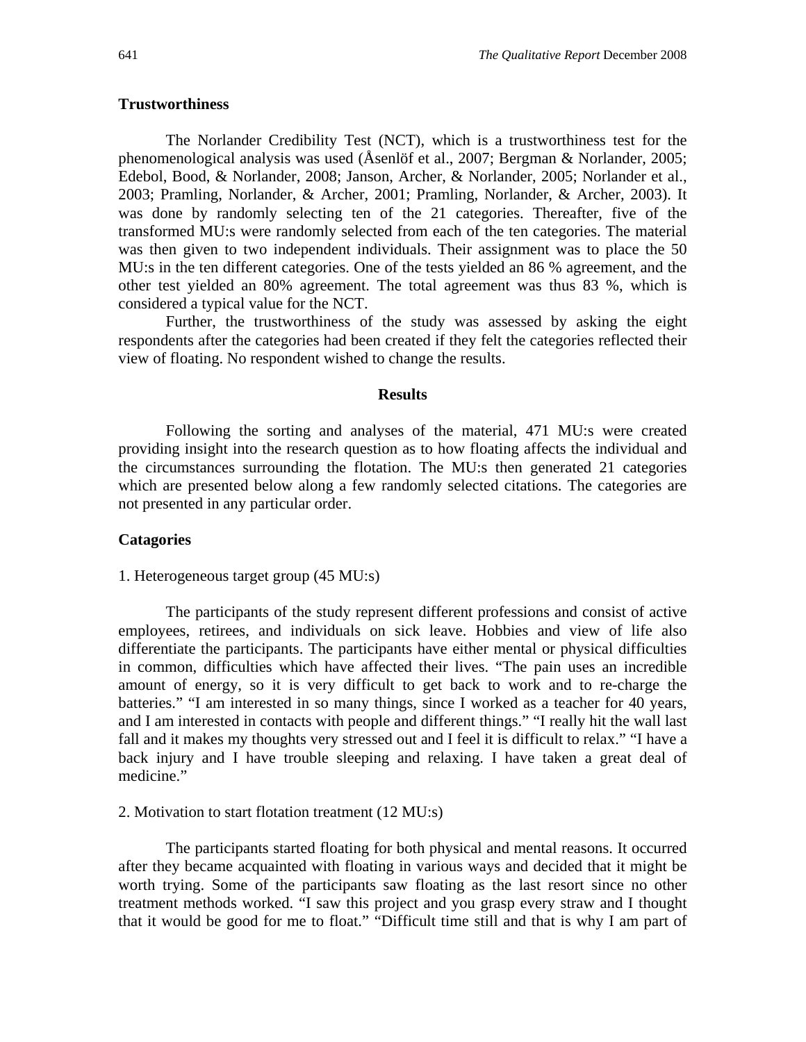### Trustworthiness

The Norlander Credibility Test (NCT), which is a trustworthiness test for the phenomenological analysis was used (Åsenlöf et al., 2007; Bergman & Norlander, 2005; Edebol, Bood, & Norlander, 2008; Janson, Archer, & Norlander, 2005; Norlander et al., 2003; Pramling, Norlander, & Archer, 2001; Pramling, Norlander, & Archer, 2003). It was done by randomly selecting ten of the 21 categories. Thereafter, five of the transformed MU:s were randomly selected from each of the ten categories. The material was then given to two independent individuals. Their assignment was to place the 50 MU:s in the ten different categories. One of the tests yielded an 86 % agreement, and the other test yielded an 80% agreement. The total agreement was thus 83 %, which is considered a typical value for the NCT.

Further, the trustworthiness of the study was assessed by asking the eight respondents after the categories had been created if they felt the categories reflected their view of floating. No respondent wished to change the results.

## Results

Following the sorting and analyses of the material, 471 MU:s were created providing insight into the research question as to how floating affects the individual and the circumstances surrounding the flotation. The MU:s then generated 21 categories which are presented below along a few randomly selected citations. The categories are not presented in any particular order.

### Catagories

1. Heterogeneous target group (45 MU:s)

The participants of the study represent different professions and consist of active employees, retirees, and individuals on sick leave. Hobbies and view of life also differentiate the participants. The participants have either mental or physical difficulties in common, difficulties which have affected their lives. "The pain uses an incredible amount of energy, so it is very difficult to get back to work and to re-charge the batteries." "I am interested in so many things, since I worked as a teacher for 40 years, and I am interested in contacts with people and different things." "I really hit the wall last fall and it makes my thoughts very stressed out and I feel it is difficult to relax." "I have a back injury and I have trouble sleeping and relaxing. I have taken a great deal of medicine."

2. Motivation to start flotation treatment (12 MU:s)

The participants started floating for both physical and mental reasons. It occurred after they became acquainted with floating in various ways and decided that it might be worth trying. Some of the participants saw floating as the last resort since no other treatment methods worked. "I saw this project and you grasp every straw and I thought that it would be good for me to float." "Difficult time still and that is why I am part of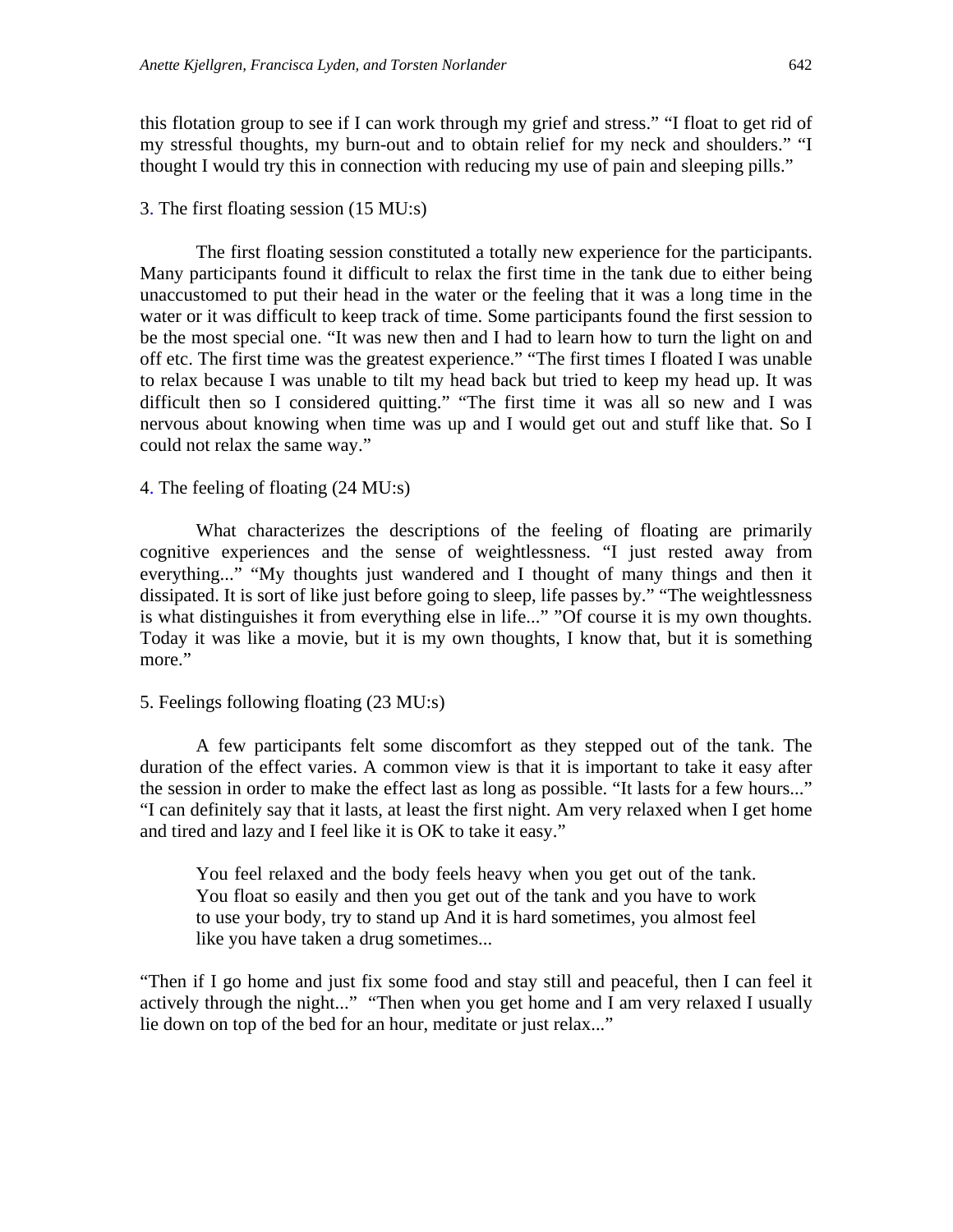this flotation group to see if I can work through my grief and stress." "I float to get rid of my stressful thoughts, my burn-out and to obtain relief for my neck and shoulders." "I thought I would try this in connection with reducing my use of pain and sleeping pills."

3. The first floating session (15 MU:s)

The first floating session constituted a totally new experience for the participants. Many participants found it difficult to relax the first time in the tank due to either being unaccustomed to put their head in the water or the feeling that it was a long time in the water or it was difficult to keep track of time. Some participants found the first session to be the most special one. "It was new then and I had to learn how to turn the light on and off etc. The first time was the greatest experience." "The first times I floated I was unable to relax because I was unable to tilt my head back but tried to keep my head up. It was difficult then so I considered quitting." "The first time it was all so new and I was nervous about knowing when time was up and I would get out and stuff like that. So I could not relax the same way."

4. The feeling of floating (24 MU:s)

What characterizes the descriptions of the feeling of floating are primarily cognitive experiences and the sense of weightlessness. "I just rested away from everything..." "My thoughts just wandered and I thought of many things and then it dissipated. It is sort of like just before going to sleep, life passes by." "The weightlessness is what distinguishes it from everything else in life..." "Of course it is my own thoughts. Today it was like a movie, but it is my own thoughts, I know that, but it is something more."

5. Feelings following floating (23 MU:s)

A few participants felt some discomfort as they stepped out of the tank. The duration of the effect varies. A common view is that it is important to take it easy after the session in order to make the effect last as long as possible. "It lasts for a few hours..." "I can definitely say that it lasts, at least the first night. Am very relaxed when I get home and tired and lazy and I feel like it is OK to take it easy."

> You feel relaxed and the body feels heavy when you get out of the tank. You float so easily and then you get out of the tank and you have to work to use your body, try to stand up And it is hard sometimes, you almost feel like you have taken a drug sometimes...

"Then if I go home and just fix some food and stay still and peaceful, then I can feel it actively through the night..." "Then when you get home and I am very relaxed I usually lie down on top of the bed for an hour, meditate or just relax..."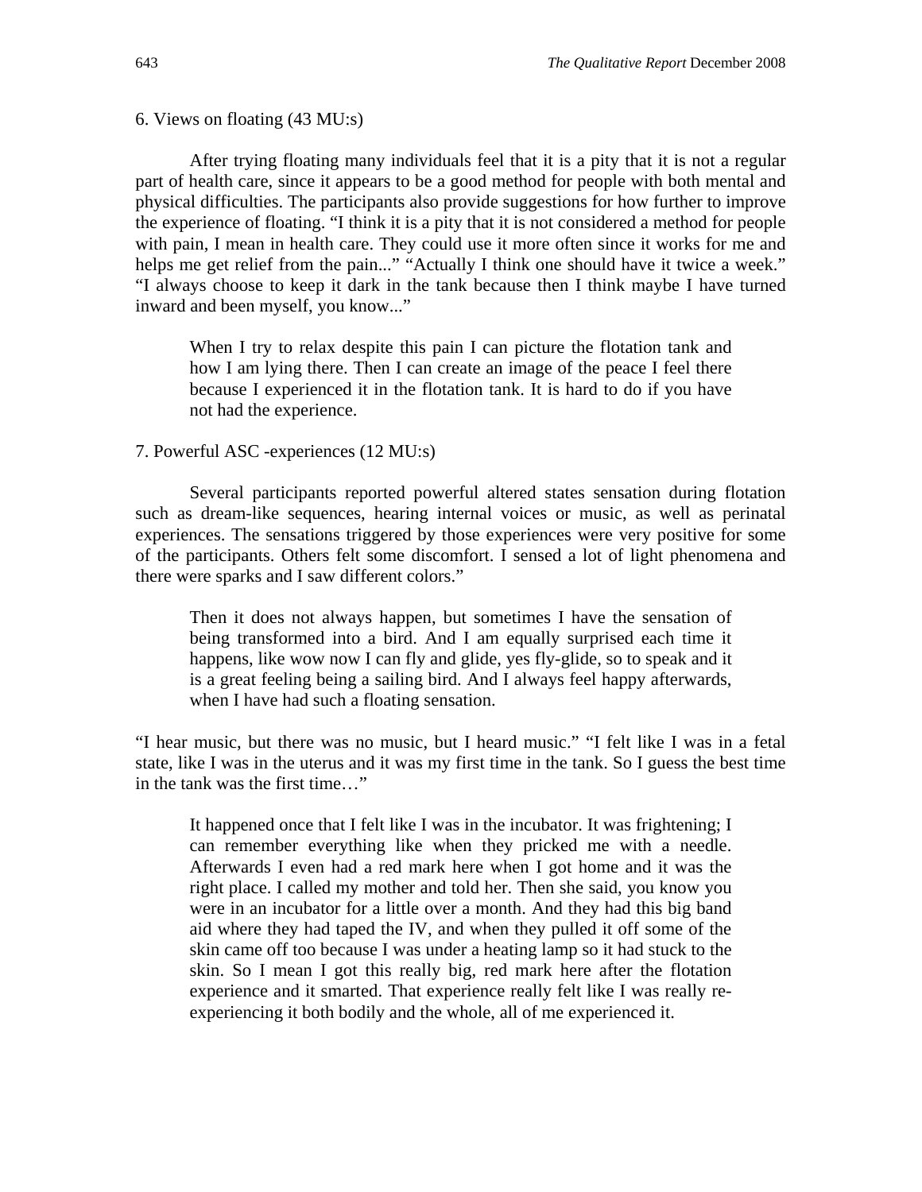6. Views on floating (43 MU:s)

After trying floating many individuals feel that it is a pity that it is not a regular part of health care, since it appears to be a good method for people with both mental and physical difficulties. The participants also provide suggestions for how further to improve the experience of floating. "I think it is a pity that it is not considered a method for people with pain, I mean in health care. They could use it more often since it works for me and helps me get relief from the pain..." "Actually I think one should have it twice a week." "I always choose to keep it dark in the tank because then I think maybe I have turned inward and been myself, you know..."

> When I try to relax despite this pain I can picture the flotation tank and how I am lying there. Then I can create an image of the peace I feel there because I experienced it in the flotation tank. It is hard to do if you have not had the experience.

7. Powerful ASC -experiences (12 MU:s)

Several participants reported powerful altered states sensation during flotation such as dream-like sequences, hearing internal voices or music, as well as perinatal experiences. The sensations triggered by those experiences were very positive for some of the participants. Others felt some discomfort. I sensed a lot of light phenomena and there were sparks and I saw different colors."

> Then it does not always happen, but sometimes I have the sensation of being transformed into a bird. And I am equally surprised each time it happens, like wow now I can fly and glide, yes fly-glide, so to speak and it is a great feeling being a sailing bird. And I always feel happy afterwards, when I have had such a floating sensation.

"I hear music, but there was no music, but I heard music." "I felt like I was in a fetal state, like I was in the uterus and it was my first time in the tank. So I guess the best time in the tank was the first time…"

> It happened once that I felt like I was in the incubator. It was frightening; I can remember everything like when they pricked me with a needle. Afterwards I even had a red mark here when I got home and it was the right place. I called my mother and told her. Then she said, you know you were in an incubator for a little over a month. And they had this big band aid where they had taped the IV, and when they pulled it off some of the skin came off too because I was under a heating lamp so it had stuck to the skin. So I mean I got this really big, red mark here after the flotation experience and it smarted. That experience really felt like I was really re-experiencing it both bodily and the whole, all of me experienced it.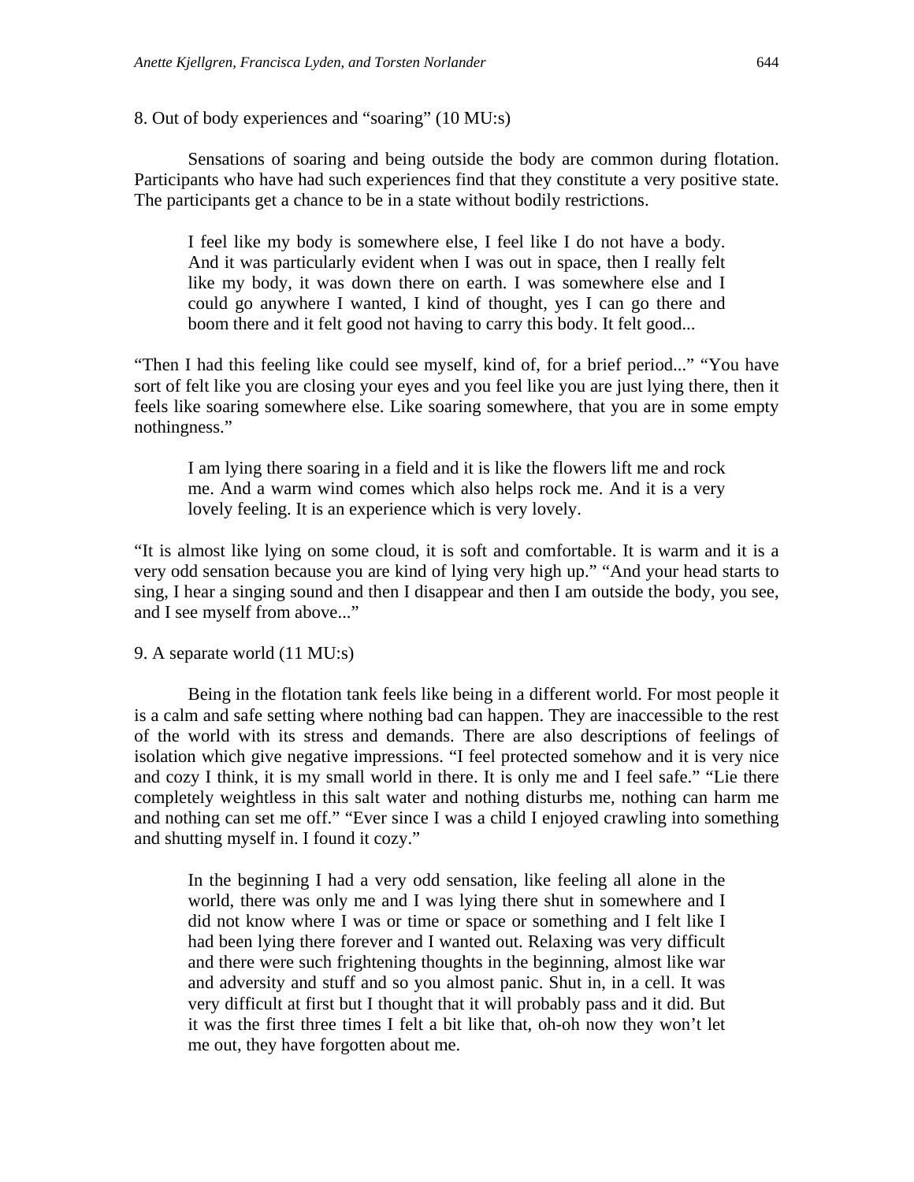8. Out of body experiences and "soaring" (10 MU:s)

Sensations of soaring and being outside the body are common during flotation. Participants who have had such experiences find that they constitute a very positive state. The participants get a chance to be in a state without bodily restrictions.

> I feel like my body is somewhere else, I feel like I do not have a body. And it was particularly evident when I was out in space, then I really felt like my body, it was down there on earth. I was somewhere else and I could go anywhere I wanted, I kind of thought, yes I can go there and boom there and it felt good not having to carry this body. It felt good...

"Then I had this feeling like could see myself, kind of, for a brief period..." "You have sort of felt like you are closing your eyes and you feel like you are just lying there, then it feels like soaring somewhere else. Like soaring somewhere, that you are in some empty nothingness."

> I am lying there soaring in a field and it is like the flowers lift me and rock me. And a warm wind comes which also helps rock me. And it is a very lovely feeling. It is an experience which is very lovely.

"It is almost like lying on some cloud, it is soft and comfortable. It is warm and it is a very odd sensation because you are kind of lying very high up." "And your head starts to sing, I hear a singing sound and then I disappear and then I am outside the body, you see, and I see myself from above..."

9. A separate world (11 MU:s)

Being in the flotation tank feels like being in a different world. For most people it is a calm and safe setting where nothing bad can happen. They are inaccessible to the rest of the world with its stress and demands. There are also descriptions of feelings of isolation which give negative impressions. "I feel protected somehow and it is very nice and cozy I think, it is my small world in there. It is only me and I feel safe." "Lie there completely weightless in this salt water and nothing disturbs me, nothing can harm me and nothing can set me off." "Ever since I was a child I enjoyed crawling into something and shutting myself in. I found it cozy."

> In the beginning I had a very odd sensation, like feeling all alone in the world, there was only me and I was lying there shut in somewhere and I did not know where I was or time or space or something and I felt like I had been lying there forever and I wanted out. Relaxing was very difficult and there were such frightening thoughts in the beginning, almost like war and adversity and stuff and so you almost panic. Shut in, in a cell. It was very difficult at first but I thought that it will probably pass and it did. But it was the first three times I felt a bit like that, oh-oh now they won't let me out, they have forgotten about me.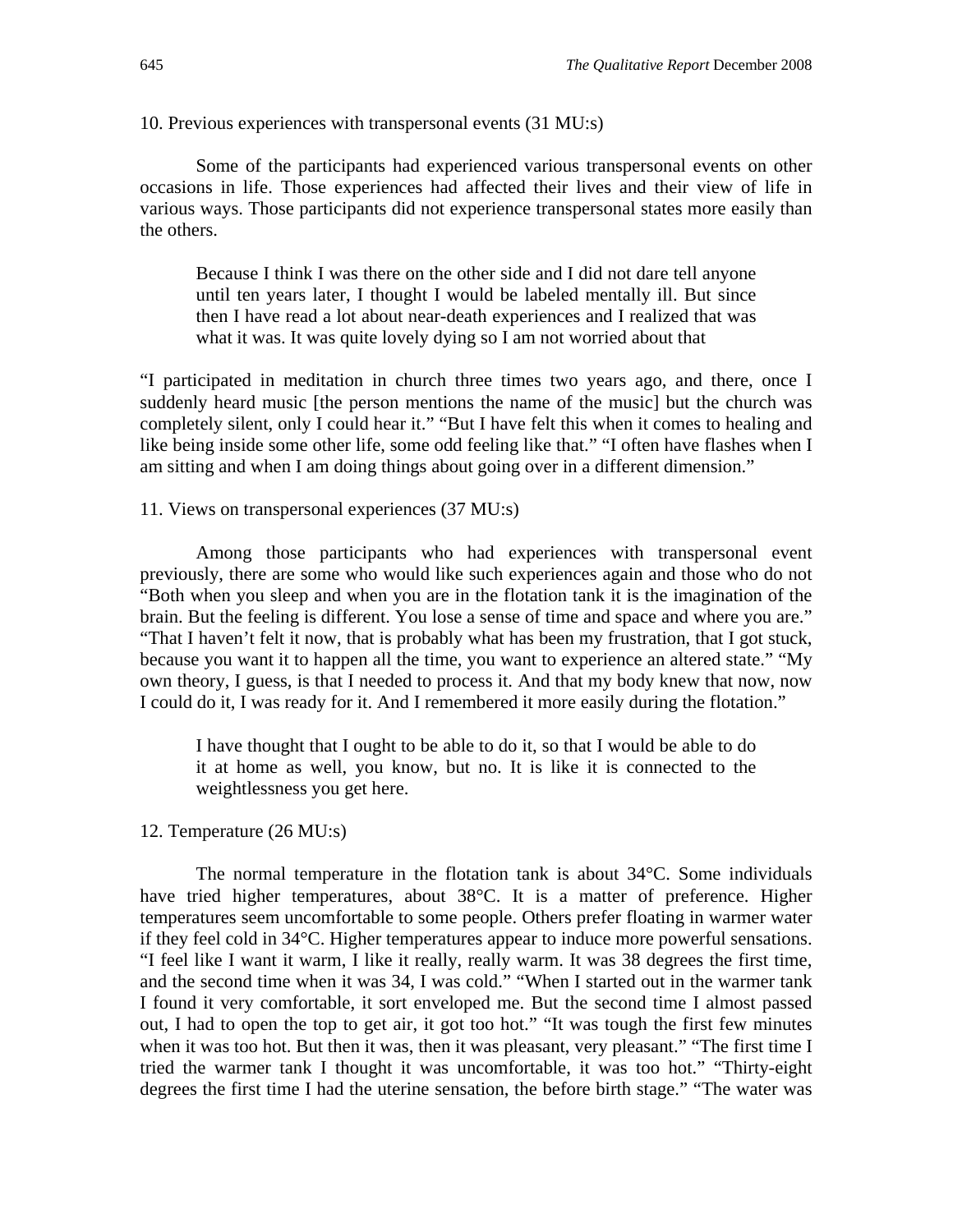10. Previous experiences with transpersonal events (31 MU:s)

Some of the participants had experienced various transpersonal events on other occasions in life. Those experiences had affected their lives and their view of life in various ways. Those participants did not experience transpersonal states more easily than the others.

> Because I think I was there on the other side and I did not dare tell anyone until ten years later, I thought I would be labeled mentally ill. But since then I have read a lot about near-death experiences and I realized that was what it was. It was quite lovely dying so I am not worried about that

"I participated in meditation in church three times two years ago, and there, once I suddenly heard music [the person mentions the name of the music] but the church was completely silent, only I could hear it." "But I have felt this when it comes to healing and like being inside some other life, some odd feeling like that." "I often have flashes when I am sitting and when I am doing things about going over in a different dimension."

11. Views on transpersonal experiences (37 MU:s)

Among those participants who had experiences with transpersonal event previously, there are some who would like such experiences again and those who do not "Both when you sleep and when you are in the flotation tank it is the imagination of the brain. But the feeling is different. You lose a sense of time and space and where you are." "That I haven't felt it now, that is probably what has been my frustration, that I got stuck, because you want it to happen all the time, you want to experience an altered state." "My own theory, I guess, is that I needed to process it. And that my body knew that now, now I could do it, I was ready for it. And I remembered it more easily during the flotation."

> I have thought that I ought to be able to do it, so that I would be able to do it at home as well, you know, but no. It is like it is connected to the weightlessness you get here.

12. Temperature (26 MU:s)

The normal temperature in the flotation tank is about 34°C. Some individuals have tried higher temperatures, about 38°C. It is a matter of preference. Higher temperatures seem uncomfortable to some people. Others prefer floating in warmer water if they feel cold in 34°C. Higher temperatures appear to induce more powerful sensations. "I feel like I want it warm, I like it really, really warm. It was 38 degrees the first time, and the second time when it was 34, I was cold." "When I started out in the warmer tank I found it very comfortable, it sort enveloped me. But the second time I almost passed out, I had to open the top to get air, it got too hot." "It was tough the first few minutes when it was too hot. But then it was, then it was pleasant, very pleasant." "The first time I tried the warmer tank I thought it was uncomfortable, it was too hot." "Thirty-eight degrees the first time I had the uterine sensation, the before birth stage." "The water was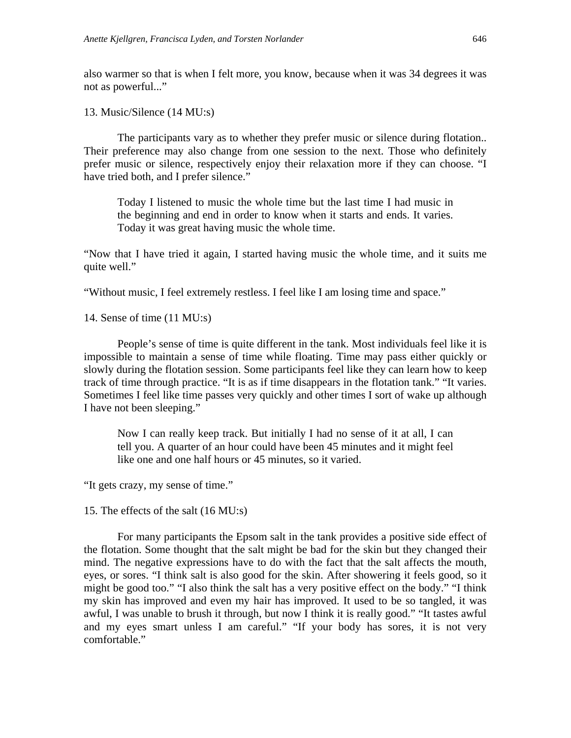also warmer so that is when I felt more, you know, because when it was 34 degrees it was not as powerful..."

13. Music/Silence (14 MU:s)

The participants vary as to whether they prefer music or silence during flotation.. Their preference may also change from one session to the next. Those who definitely prefer music or silence, respectively enjoy their relaxation more if they can choose. "I have tried both, and I prefer silence."

> Today I listened to music the whole time but the last time I had music in the beginning and end in order to know when it starts and ends. It varies. Today it was great having music the whole time.

"Now that I have tried it again, I started having music the whole time, and it suits me quite well."

"Without music, I feel extremely restless. I feel like I am losing time and space."

14. Sense of time (11 MU:s)

People's sense of time is quite different in the tank. Most individuals feel like it is impossible to maintain a sense of time while floating. Time may pass either quickly or slowly during the flotation session. Some participants feel like they can learn how to keep track of time through practice. "It is as if time disappears in the flotation tank." "It varies. Sometimes I feel like time passes very quickly and other times I sort of wake up although I have not been sleeping."

> Now I can really keep track. But initially I had no sense of it at all, I can tell you. A quarter of an hour could have been 45 minutes and it might feel like one and one half hours or 45 minutes, so it varied.

"It gets crazy, my sense of time."

15. The effects of the salt (16 MU:s)

For many participants the Epsom salt in the tank provides a positive side effect of the flotation. Some thought that the salt might be bad for the skin but they changed their mind. The negative expressions have to do with the fact that the salt affects the mouth, eyes, or sores. "I think salt is also good for the skin. After showering it feels good, so it might be good too." "I also think the salt has a very positive effect on the body." "I think my skin has improved and even my hair has improved. It used to be so tangled, it was awful, I was unable to brush it through, but now I think it is really good." "It tastes awful and my eyes smart unless I am careful." "If your body has sores, it is not very comfortable."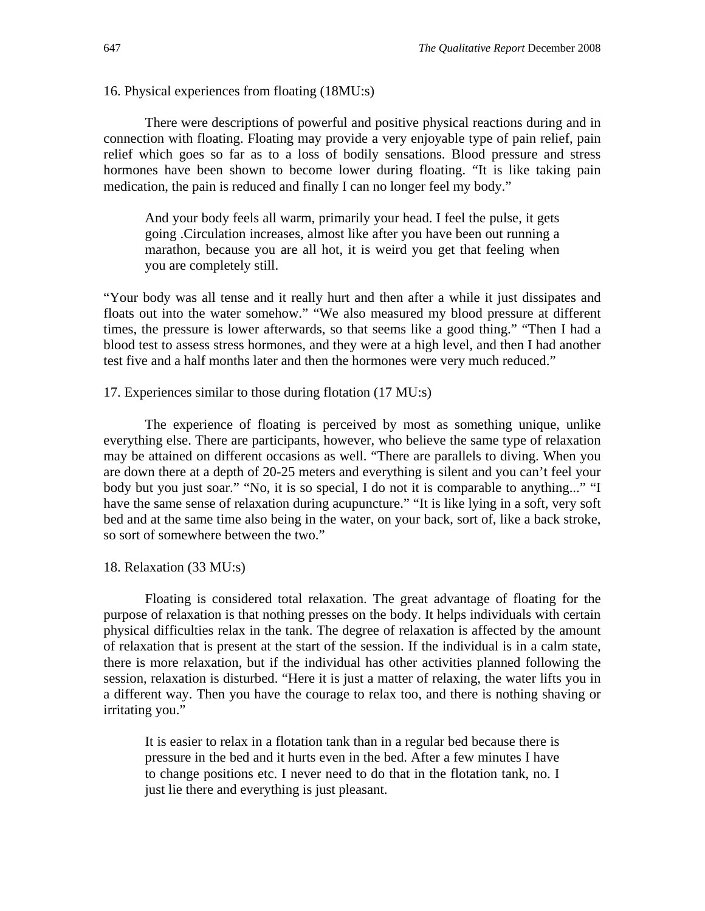16. Physical experiences from floating (18MU:s)

There were descriptions of powerful and positive physical reactions during and in connection with floating. Floating may provide a very enjoyable type of pain relief, pain relief which goes so far as to a loss of bodily sensations. Blood pressure and stress hormones have been shown to become lower during floating. "It is like taking pain medication, the pain is reduced and finally I can no longer feel my body."

> And your body feels all warm, primarily your head. I feel the pulse, it gets going .Circulation increases, almost like after you have been out running a marathon, because you are all hot, it is weird you get that feeling when you are completely still.

"Your body was all tense and it really hurt and then after a while it just dissipates and floats out into the water somehow." "We also measured my blood pressure at different times, the pressure is lower afterwards, so that seems like a good thing." "Then I had a blood test to assess stress hormones, and they were at a high level, and then I had another test five and a half months later and then the hormones were very much reduced."

17. Experiences similar to those during flotation (17 MU:s)

The experience of floating is perceived by most as something unique, unlike everything else. There are participants, however, who believe the same type of relaxation may be attained on different occasions as well. "There are parallels to diving. When you are down there at a depth of 20-25 meters and everything is silent and you can't feel your body but you just soar." "No, it is so special, I do not it is comparable to anything..." "I have the same sense of relaxation during acupuncture." "It is like lying in a soft, very soft bed and at the same time also being in the water, on your back, sort of, like a back stroke, so sort of somewhere between the two."

18. Relaxation (33 MU:s)

Floating is considered total relaxation. The great advantage of floating for the purpose of relaxation is that nothing presses on the body. It helps individuals with certain physical difficulties relax in the tank. The degree of relaxation is affected by the amount of relaxation that is present at the start of the session. If the individual is in a calm state, there is more relaxation, but if the individual has other activities planned following the session, relaxation is disturbed. "Here it is just a matter of relaxing, the water lifts you in a different way. Then you have the courage to relax too, and there is nothing shaving or irritating you."

> It is easier to relax in a flotation tank than in a regular bed because there is pressure in the bed and it hurts even in the bed. After a few minutes I have to change positions etc. I never need to do that in the flotation tank, no. I just lie there and everything is just pleasant.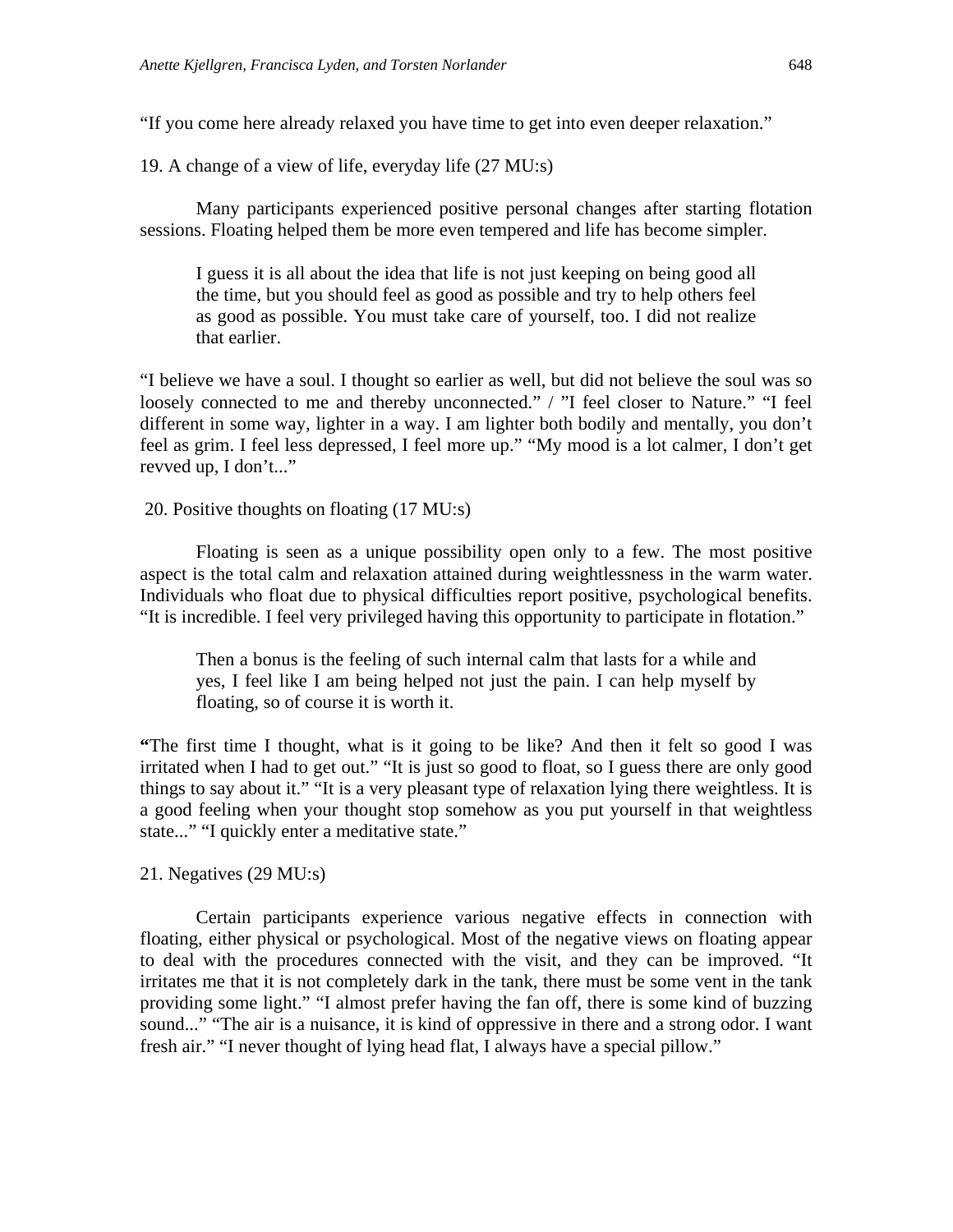"If you come here already relaxed you have time to get into even deeper relaxation."

19. A change of a view of life, everyday life (27 MU:s)

Many participants experienced positive personal changes after starting flotation sessions. Floating helped them be more even tempered and life has become simpler.

> I guess it is all about the idea that life is not just keeping on being good all the time, but you should feel as good as possible and try to help others feel as good as possible. You must take care of yourself, too. I did not realize that earlier.

"I believe we have a soul. I thought so earlier as well, but did not believe the soul was so loosely connected to me and thereby unconnected." / "I feel closer to Nature." "I feel different in some way, lighter in a way. I am lighter both bodily and mentally, you don't feel as grim. I feel less depressed, I feel more up." "My mood is a lot calmer, I don't get revved up, I don't..."

20. Positive thoughts on floating (17 MU:s)

Floating is seen as a unique possibility open only to a few. The most positive aspect is the total calm and relaxation attained during weightlessness in the warm water. Individuals who float due to physical difficulties report positive, psychological benefits. "It is incredible. I feel very privileged having this opportunity to participate in flotation."

> Then a bonus is the feeling of such internal calm that lasts for a while and yes, I feel like I am being helped not just the pain. I can help myself by floating, so of course it is worth it.

"The first time I thought, what is it going to be like? And then it felt so good I was irritated when I had to get out." "It is just so good to float, so I guess there are only good things to say about it." "It is a very pleasant type of relaxation lying there weightless. It is a good feeling when your thought stop somehow as you put yourself in that weightless state..." "I quickly enter a meditative state."

21. Negatives (29 MU:s)

Certain participants experience various negative effects in connection with floating, either physical or psychological. Most of the negative views on floating appear to deal with the procedures connected with the visit, and they can be improved. "It irritates me that it is not completely dark in the tank, there must be some vent in the tank providing some light." "I almost prefer having the fan off, there is some kind of buzzing sound..." "The air is a nuisance, it is kind of oppressive in there and a strong odor. I want fresh air." "I never thought of lying head flat, I always have a special pillow."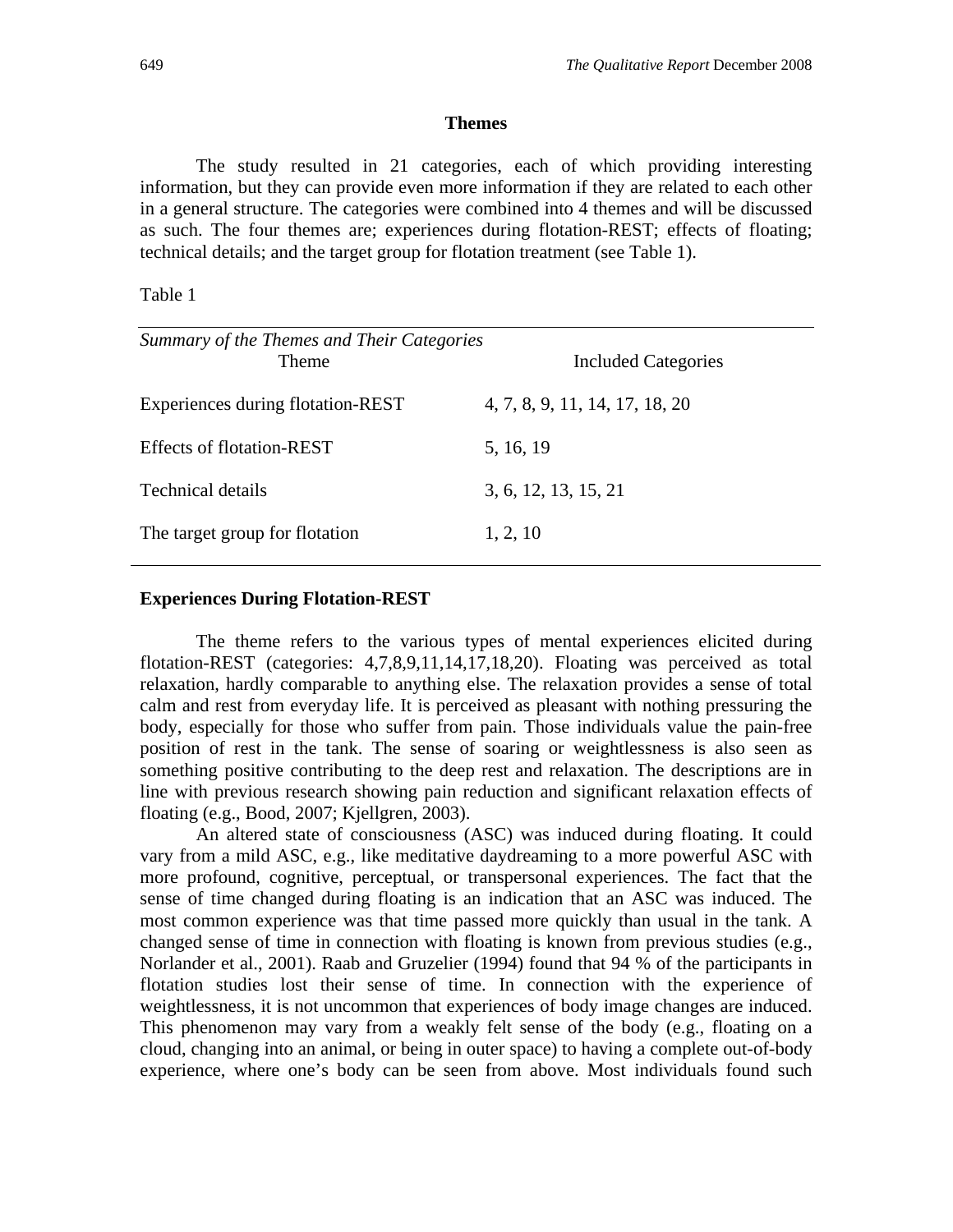## Themes

The study resulted in 21 categories, each of which providing interesting information, but they can provide even more information if they are related to each other in a general structure. The categories were combined into 4 themes and will be discussed as such. The four themes are; experiences during flotation-REST; effects of floating; technical details; and the target group for flotation treatment (see Table 1).

Table 1

*Summary of the Themes and Their Categories*

| Theme | Included Categories |
|---|---|
| Experiences during flotation-REST | 4, 7, 8, 9, 11, 14, 17, 18, 20 |
| Effects of flotation-REST | 5, 16, 19 |
| Technical details | 3, 6, 12, 13, 15, 21 |
| The target group for flotation | 1, 2, 10 |

### Experiences During Flotation-REST

The theme refers to the various types of mental experiences elicited during flotation-REST (categories: 4,7,8,9,11,14,17,18,20). Floating was perceived as total relaxation, hardly comparable to anything else. The relaxation provides a sense of total calm and rest from everyday life. It is perceived as pleasant with nothing pressuring the body, especially for those who suffer from pain. Those individuals value the pain-free position of rest in the tank. The sense of soaring or weightlessness is also seen as something positive contributing to the deep rest and relaxation. The descriptions are in line with previous research showing pain reduction and significant relaxation effects of floating (e.g., Bood, 2007; Kjellgren, 2003).

An altered state of consciousness (ASC) was induced during floating. It could vary from a mild ASC, e.g., like meditative daydreaming to a more powerful ASC with more profound, cognitive, perceptual, or transpersonal experiences. The fact that the sense of time changed during floating is an indication that an ASC was induced. The most common experience was that time passed more quickly than usual in the tank. A changed sense of time in connection with floating is known from previous studies (e.g., Norlander et al., 2001). Raab and Gruzelier (1994) found that 94 % of the participants in flotation studies lost their sense of time. In connection with the experience of weightlessness, it is not uncommon that experiences of body image changes are induced. This phenomenon may vary from a weakly felt sense of the body (e.g., floating on a cloud, changing into an animal, or being in outer space) to having a complete out-of-body experience, where one's body can be seen from above. Most individuals found such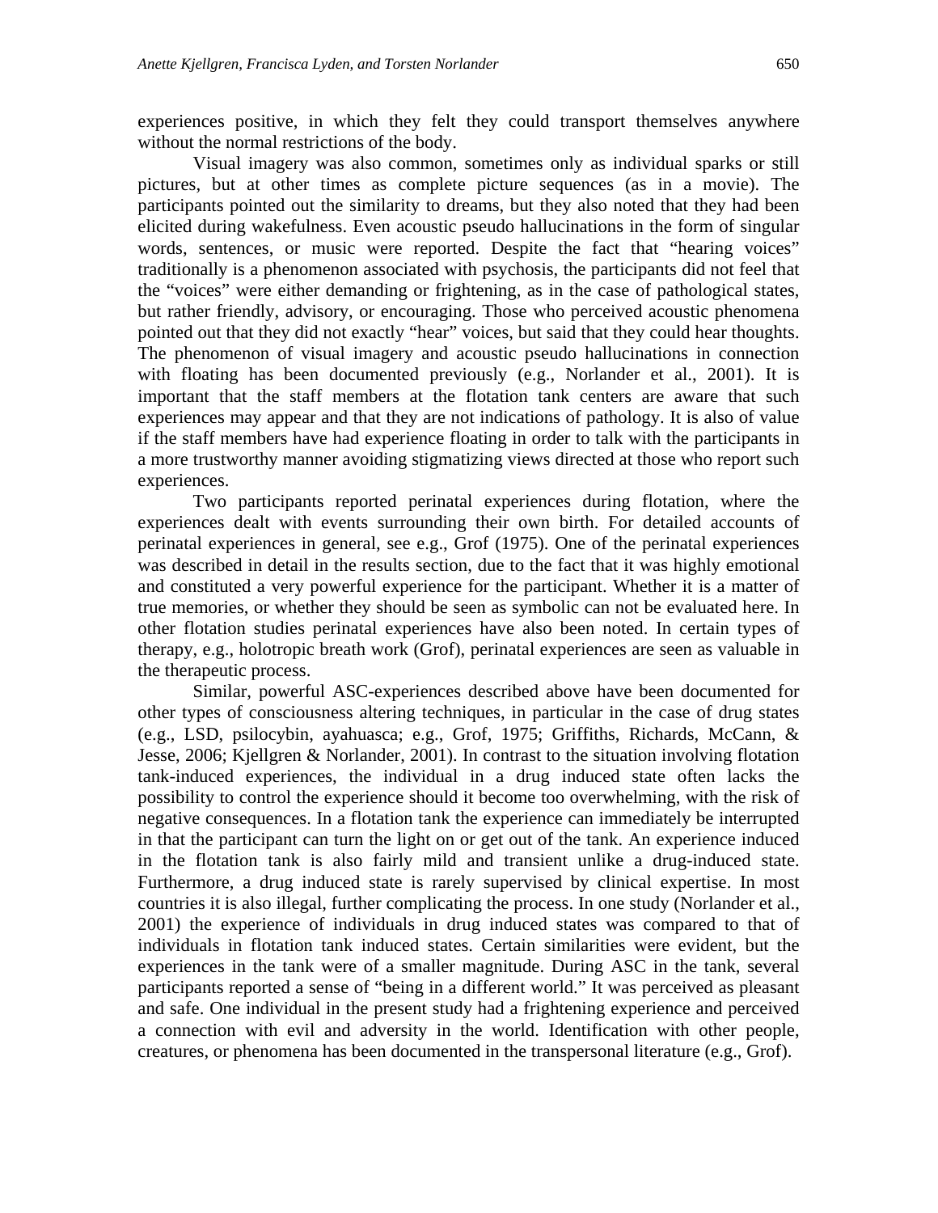experiences positive, in which they felt they could transport themselves anywhere without the normal restrictions of the body.

Visual imagery was also common, sometimes only as individual sparks or still pictures, but at other times as complete picture sequences (as in a movie). The participants pointed out the similarity to dreams, but they also noted that they had been elicited during wakefulness. Even acoustic pseudo hallucinations in the form of singular words, sentences, or music were reported. Despite the fact that "hearing voices" traditionally is a phenomenon associated with psychosis, the participants did not feel that the "voices" were either demanding or frightening, as in the case of pathological states, but rather friendly, advisory, or encouraging. Those who perceived acoustic phenomena pointed out that they did not exactly "hear" voices, but said that they could hear thoughts. The phenomenon of visual imagery and acoustic pseudo hallucinations in connection with floating has been documented previously (e.g., Norlander et al., 2001). It is important that the staff members at the flotation tank centers are aware that such experiences may appear and that they are not indications of pathology. It is also of value if the staff members have had experience floating in order to talk with the participants in a more trustworthy manner avoiding stigmatizing views directed at those who report such experiences.

Two participants reported perinatal experiences during flotation, where the experiences dealt with events surrounding their own birth. For detailed accounts of perinatal experiences in general, see e.g., Grof (1975). One of the perinatal experiences was described in detail in the results section, due to the fact that it was highly emotional and constituted a very powerful experience for the participant. Whether it is a matter of true memories, or whether they should be seen as symbolic can not be evaluated here. In other flotation studies perinatal experiences have also been noted. In certain types of therapy, e.g., holotropic breath work (Grof), perinatal experiences are seen as valuable in the therapeutic process.

Similar, powerful ASC-experiences described above have been documented for other types of consciousness altering techniques, in particular in the case of drug states (e.g., LSD, psilocybin, ayahuasca; e.g., Grof, 1975; Griffiths, Richards, McCann, & Jesse, 2006; Kjellgren & Norlander, 2001). In contrast to the situation involving flotation tank-induced experiences, the individual in a drug induced state often lacks the possibility to control the experience should it become too overwhelming, with the risk of negative consequences. In a flotation tank the experience can immediately be interrupted in that the participant can turn the light on or get out of the tank. An experience induced in the flotation tank is also fairly mild and transient unlike a drug-induced state. Furthermore, a drug induced state is rarely supervised by clinical expertise. In most countries it is also illegal, further complicating the process. In one study (Norlander et al., 2001) the experience of individuals in drug induced states was compared to that of individuals in flotation tank induced states. Certain similarities were evident, but the experiences in the tank were of a smaller magnitude. During ASC in the tank, several participants reported a sense of "being in a different world." It was perceived as pleasant and safe. One individual in the present study had a frightening experience and perceived a connection with evil and adversity in the world. Identification with other people, creatures, or phenomena has been documented in the transpersonal literature (e.g., Grof).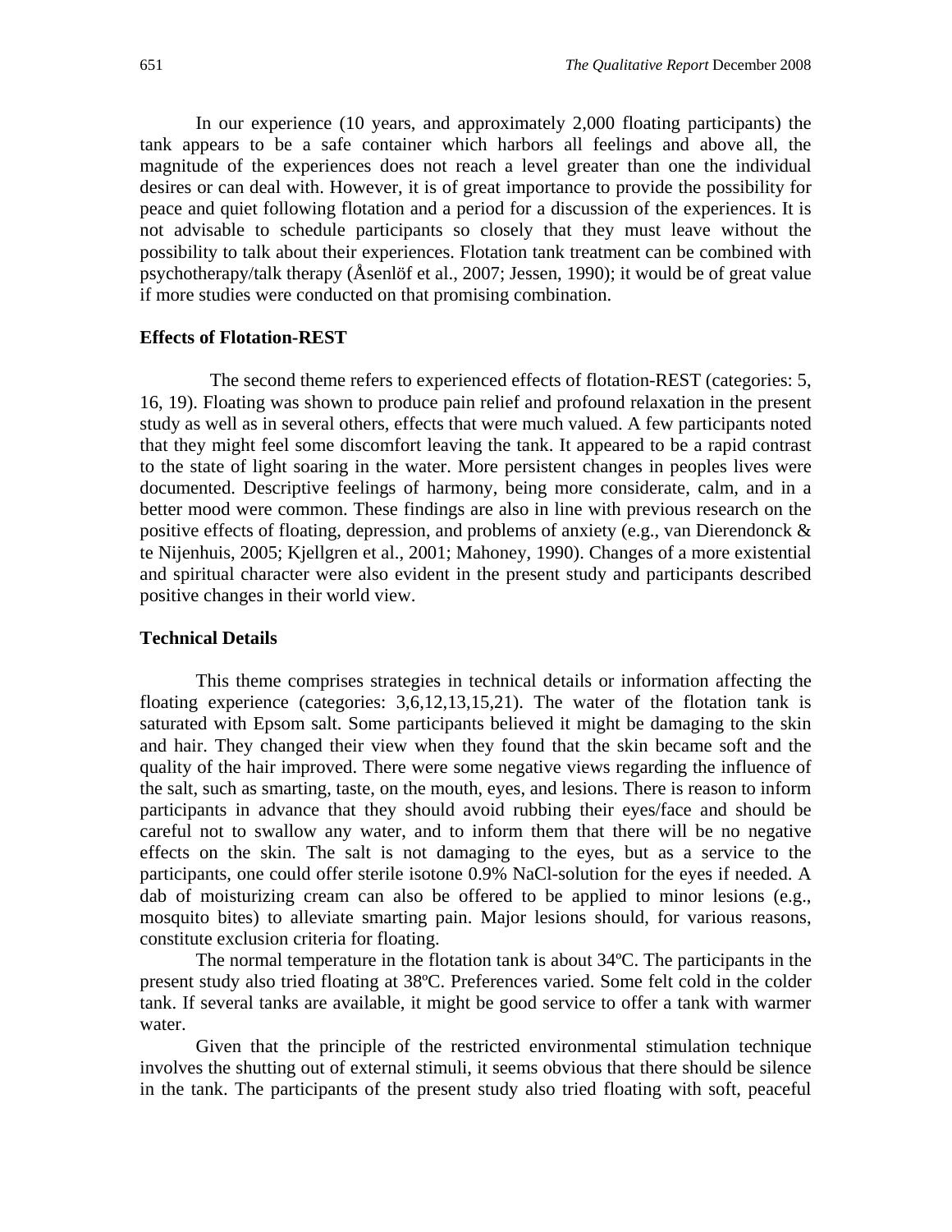In our experience (10 years, and approximately 2,000 floating participants) the tank appears to be a safe container which harbors all feelings and above all, the magnitude of the experiences does not reach a level greater than one the individual desires or can deal with. However, it is of great importance to provide the possibility for peace and quiet following flotation and a period for a discussion of the experiences. It is not advisable to schedule participants so closely that they must leave without the possibility to talk about their experiences. Flotation tank treatment can be combined with psychotherapy/talk therapy (Åsenlöf et al., 2007; Jessen, 1990); it would be of great value if more studies were conducted on that promising combination.

### Effects of Flotation-REST

The second theme refers to experienced effects of flotation-REST (categories: 5, 16, 19). Floating was shown to produce pain relief and profound relaxation in the present study as well as in several others, effects that were much valued. A few participants noted that they might feel some discomfort leaving the tank. It appeared to be a rapid contrast to the state of light soaring in the water. More persistent changes in peoples lives were documented. Descriptive feelings of harmony, being more considerate, calm, and in a better mood were common. These findings are also in line with previous research on the positive effects of floating, depression, and problems of anxiety (e.g., van Dierendonck & te Nijenhuis, 2005; Kjellgren et al., 2001; Mahoney, 1990). Changes of a more existential and spiritual character were also evident in the present study and participants described positive changes in their world view.

### Technical Details

This theme comprises strategies in technical details or information affecting the floating experience (categories: 3,6,12,13,15,21). The water of the flotation tank is saturated with Epsom salt. Some participants believed it might be damaging to the skin and hair. They changed their view when they found that the skin became soft and the quality of the hair improved. There were some negative views regarding the influence of the salt, such as smarting, taste, on the mouth, eyes, and lesions. There is reason to inform participants in advance that they should avoid rubbing their eyes/face and should be careful not to swallow any water, and to inform them that there will be no negative effects on the skin. The salt is not damaging to the eyes, but as a service to the participants, one could offer sterile isotone 0.9% NaCl-solution for the eyes if needed. A dab of moisturizing cream can also be offered to be applied to minor lesions (e.g., mosquito bites) to alleviate smarting pain. Major lesions should, for various reasons, constitute exclusion criteria for floating.

The normal temperature in the flotation tank is about 34ºC. The participants in the present study also tried floating at 38ºC. Preferences varied. Some felt cold in the colder tank. If several tanks are available, it might be good service to offer a tank with warmer water.

Given that the principle of the restricted environmental stimulation technique involves the shutting out of external stimuli, it seems obvious that there should be silence in the tank. The participants of the present study also tried floating with soft, peaceful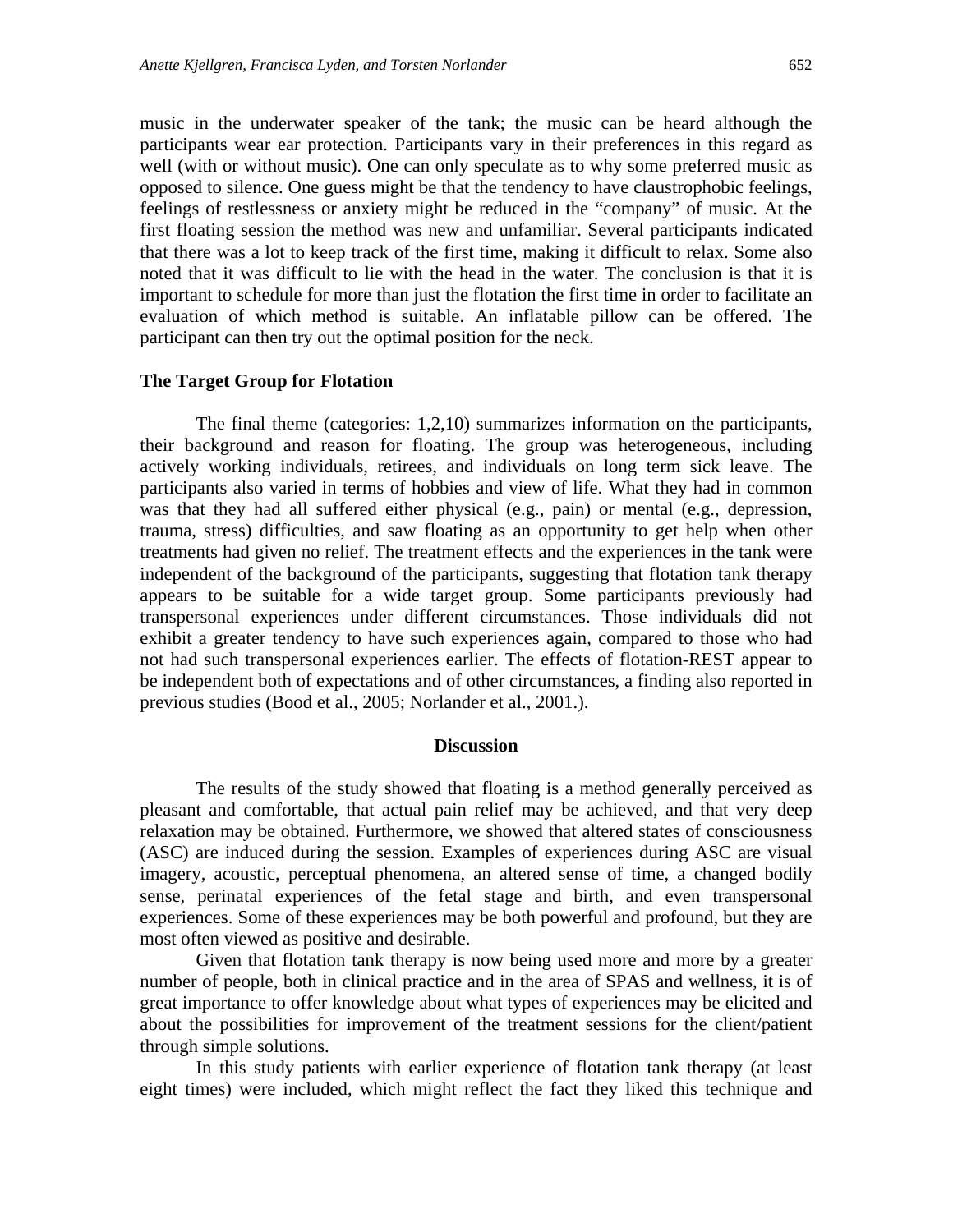music in the underwater speaker of the tank; the music can be heard although the participants wear ear protection. Participants vary in their preferences in this regard as well (with or without music). One can only speculate as to why some preferred music as opposed to silence. One guess might be that the tendency to have claustrophobic feelings, feelings of restlessness or anxiety might be reduced in the "company" of music. At the first floating session the method was new and unfamiliar. Several participants indicated that there was a lot to keep track of the first time, making it difficult to relax. Some also noted that it was difficult to lie with the head in the water. The conclusion is that it is important to schedule for more than just the flotation the first time in order to facilitate an evaluation of which method is suitable. An inflatable pillow can be offered. The participant can then try out the optimal position for the neck.

### The Target Group for Flotation

The final theme (categories: 1,2,10) summarizes information on the participants, their background and reason for floating. The group was heterogeneous, including actively working individuals, retirees, and individuals on long term sick leave. The participants also varied in terms of hobbies and view of life. What they had in common was that they had all suffered either physical (e.g., pain) or mental (e.g., depression, trauma, stress) difficulties, and saw floating as an opportunity to get help when other treatments had given no relief. The treatment effects and the experiences in the tank were independent of the background of the participants, suggesting that flotation tank therapy appears to be suitable for a wide target group. Some participants previously had transpersonal experiences under different circumstances. Those individuals did not exhibit a greater tendency to have such experiences again, compared to those who had not had such transpersonal experiences earlier. The effects of flotation-REST appear to be independent both of expectations and of other circumstances, a finding also reported in previous studies (Bood et al., 2005; Norlander et al., 2001.).

## Discussion

The results of the study showed that floating is a method generally perceived as pleasant and comfortable, that actual pain relief may be achieved, and that very deep relaxation may be obtained. Furthermore, we showed that altered states of consciousness (ASC) are induced during the session. Examples of experiences during ASC are visual imagery, acoustic, perceptual phenomena, an altered sense of time, a changed bodily sense, perinatal experiences of the fetal stage and birth, and even transpersonal experiences. Some of these experiences may be both powerful and profound, but they are most often viewed as positive and desirable.

Given that flotation tank therapy is now being used more and more by a greater number of people, both in clinical practice and in the area of SPAS and wellness, it is of great importance to offer knowledge about what types of experiences may be elicited and about the possibilities for improvement of the treatment sessions for the client/patient through simple solutions.

In this study patients with earlier experience of flotation tank therapy (at least eight times) were included, which might reflect the fact they liked this technique and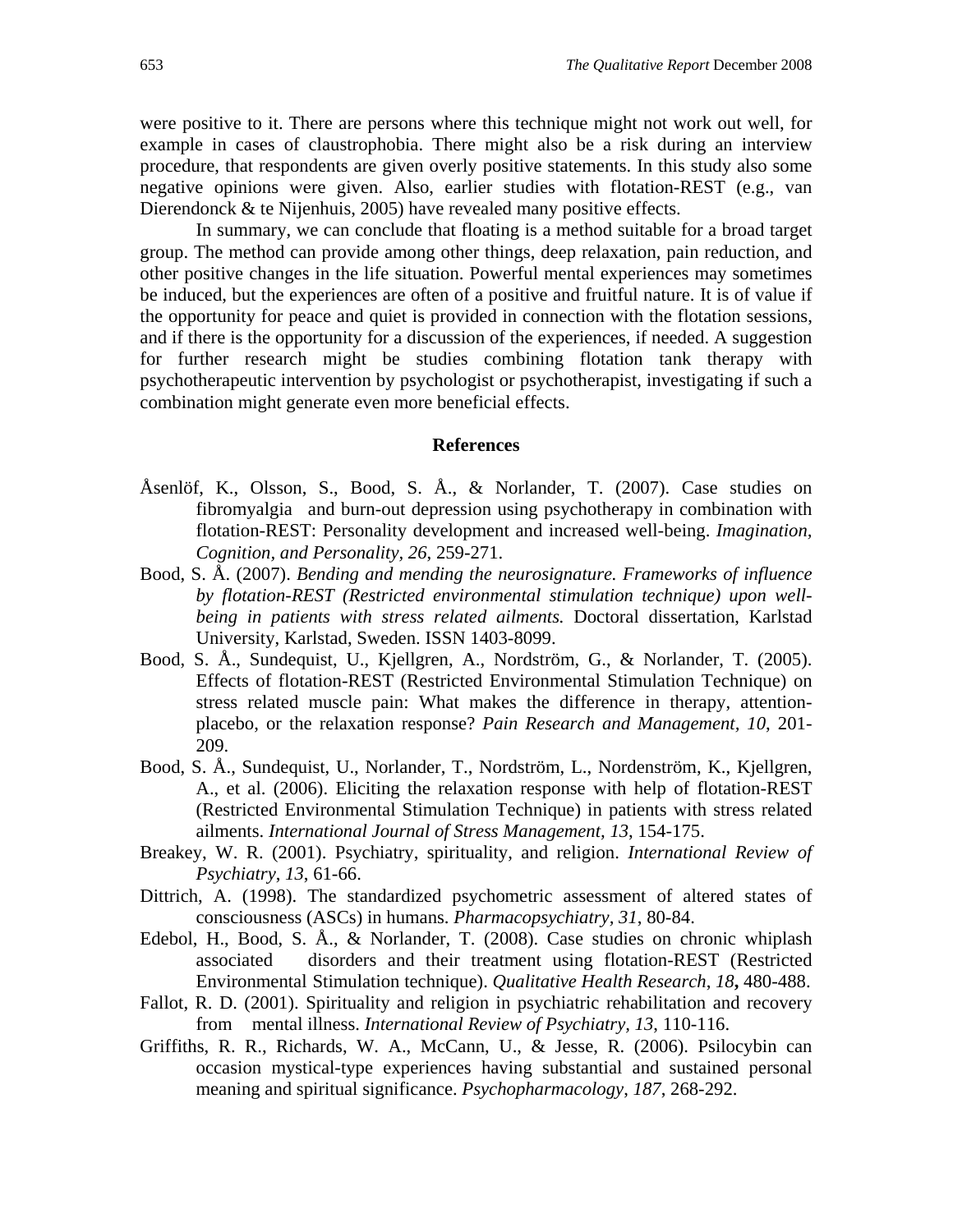were positive to it. There are persons where this technique might not work out well, for example in cases of claustrophobia. There might also be a risk during an interview procedure, that respondents are given overly positive statements. In this study also some negative opinions were given. Also, earlier studies with flotation-REST (e.g., van Dierendonck & te Nijenhuis, 2005) have revealed many positive effects.

In summary, we can conclude that floating is a method suitable for a broad target group. The method can provide among other things, deep relaxation, pain reduction, and other positive changes in the life situation. Powerful mental experiences may sometimes be induced, but the experiences are often of a positive and fruitful nature. It is of value if the opportunity for peace and quiet is provided in connection with the flotation sessions, and if there is the opportunity for a discussion of the experiences, if needed. A suggestion for further research might be studies combining flotation tank therapy with psychotherapeutic intervention by psychologist or psychotherapist, investigating if such a combination might generate even more beneficial effects.

## References

Åsenlöf, K., Olsson, S., Bood, S. Å., & Norlander, T. (2007). Case studies on fibromyalgia and burn-out depression using psychotherapy in combination with flotation-REST: Personality development and increased well-being. *Imagination, Cognition, and Personality, 26*, 259-271.

Bood, S. Å. (2007). *Bending and mending the neurosignature. Frameworks of influence by flotation-REST (Restricted environmental stimulation technique) upon well-being in patients with stress related ailments.* Doctoral dissertation, Karlstad University, Karlstad, Sweden. ISSN 1403-8099.

Bood, S. Å., Sundequist, U., Kjellgren, A., Nordström, G., & Norlander, T. (2005). Effects of flotation-REST (Restricted Environmental Stimulation Technique) on stress related muscle pain: What makes the difference in therapy, attention-placebo, or the relaxation response? *Pain Research and Management, 10*, 201-209.

Bood, S. Å., Sundequist, U., Norlander, T., Nordström, L., Nordenström, K., Kjellgren, A., et al. (2006). Eliciting the relaxation response with help of flotation-REST (Restricted Environmental Stimulation Technique) in patients with stress related ailments. *International Journal of Stress Management, 13*, 154-175.

Breakey, W. R. (2001). Psychiatry, spirituality, and religion. *International Review of Psychiatry*, *13*, 61-66.

Dittrich, A. (1998). The standardized psychometric assessment of altered states of consciousness (ASCs) in humans. *Pharmacopsychiatry, 31*, 80-84.

Edebol, H., Bood, S. Å., & Norlander, T. (2008). Case studies on chronic whiplash associated disorders and their treatment using flotation-REST (Restricted Environmental Stimulation technique). *Qualitative Health Research*, *18***,** 480-488.

Fallot, R. D. (2001). Spirituality and religion in psychiatric rehabilitation and recovery from mental illness. *International Review of Psychiatry, 13*, 110-116.

Griffiths, R. R., Richards, W. A., McCann, U., & Jesse, R. (2006). Psilocybin can occasion mystical-type experiences having substantial and sustained personal meaning and spiritual significance. *Psychopharmacology*, *187*, 268-292.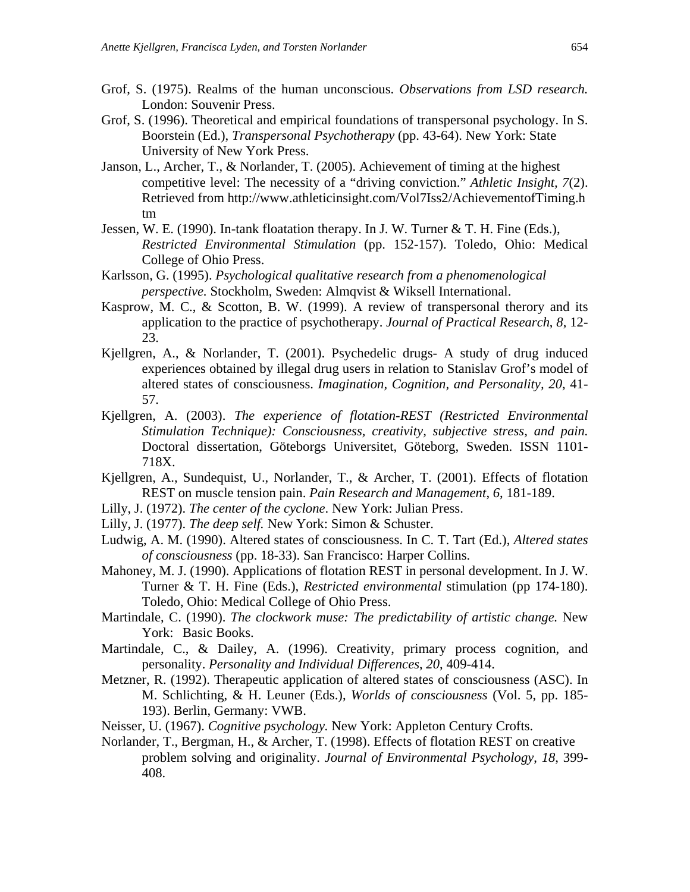Grof, S. (1975). Realms of the human unconscious. *Observations from LSD research.* London: Souvenir Press.

Grof, S. (1996). Theoretical and empirical foundations of transpersonal psychology. In S. Boorstein (Ed.), *Transpersonal Psychotherapy* (pp. 43-64). New York: State University of New York Press.

Janson, L., Archer, T., & Norlander, T. (2005). Achievement of timing at the highest competitive level: The necessity of a "driving conviction." *Athletic Insight, 7*(2). Retrieved from http://www.athleticinsight.com/Vol7Iss2/AchievementofTiming.htm

Jessen, W. E. (1990). In-tank floatation therapy. In J. W. Turner & T. H. Fine (Eds.), *Restricted Environmental Stimulation* (pp. 152-157). Toledo, Ohio: Medical College of Ohio Press.

Karlsson, G. (1995). *Psychological qualitative research from a phenomenological perspective.* Stockholm, Sweden: Almqvist & Wiksell International.

Kasprow, M. C., & Scotton, B. W. (1999). A review of transpersonal therory and its application to the practice of psychotherapy. *Journal of Practical Research*, *8*, 12-23.

Kjellgren, A., & Norlander, T. (2001). Psychedelic drugs- A study of drug induced experiences obtained by illegal drug users in relation to Stanislav Grof's model of altered states of consciousness. *Imagination, Cognition, and Personality, 20*, 41-57.

Kjellgren, A. (2003). *The experience of flotation-REST (Restricted Environmental Stimulation Technique): Consciousness, creativity, subjective stress, and pain.* Doctoral dissertation, Göteborgs Universitet, Göteborg, Sweden. ISSN 1101-718X.

Kjellgren, A., Sundequist, U., Norlander, T., & Archer, T. (2001). Effects of flotation REST on muscle tension pain. *Pain Research and Management*, *6*, 181-189.

Lilly, J. (1972). *The center of the cyclone*. New York: Julian Press.

Lilly, J. (1977). *The deep self.* New York: Simon & Schuster.

Ludwig, A. M. (1990). Altered states of consciousness. In C. T. Tart (Ed.), *Altered states of consciousness* (pp. 18-33). San Francisco: Harper Collins.

Mahoney, M. J. (1990). Applications of flotation REST in personal development. In J. W. Turner & T. H. Fine (Eds.), *Restricted environmental* stimulation (pp 174-180). Toledo, Ohio: Medical College of Ohio Press.

Martindale, C. (1990). *The clockwork muse: The predictability of artistic change.* New York: Basic Books.

Martindale, C., & Dailey, A. (1996). Creativity, primary process cognition, and personality. *Personality and Individual Differences*, *20*, 409-414.

Metzner, R. (1992). Therapeutic application of altered states of consciousness (ASC). In M. Schlichting, & H. Leuner (Eds.), *Worlds of consciousness* (Vol. 5, pp. 185-193). Berlin, Germany: VWB.

Neisser, U. (1967). *Cognitive psychology.* New York: Appleton Century Crofts.

Norlander, T., Bergman, H., & Archer, T. (1998). Effects of flotation REST on creative problem solving and originality. *Journal of Environmental Psychology*, *18*, 399-408.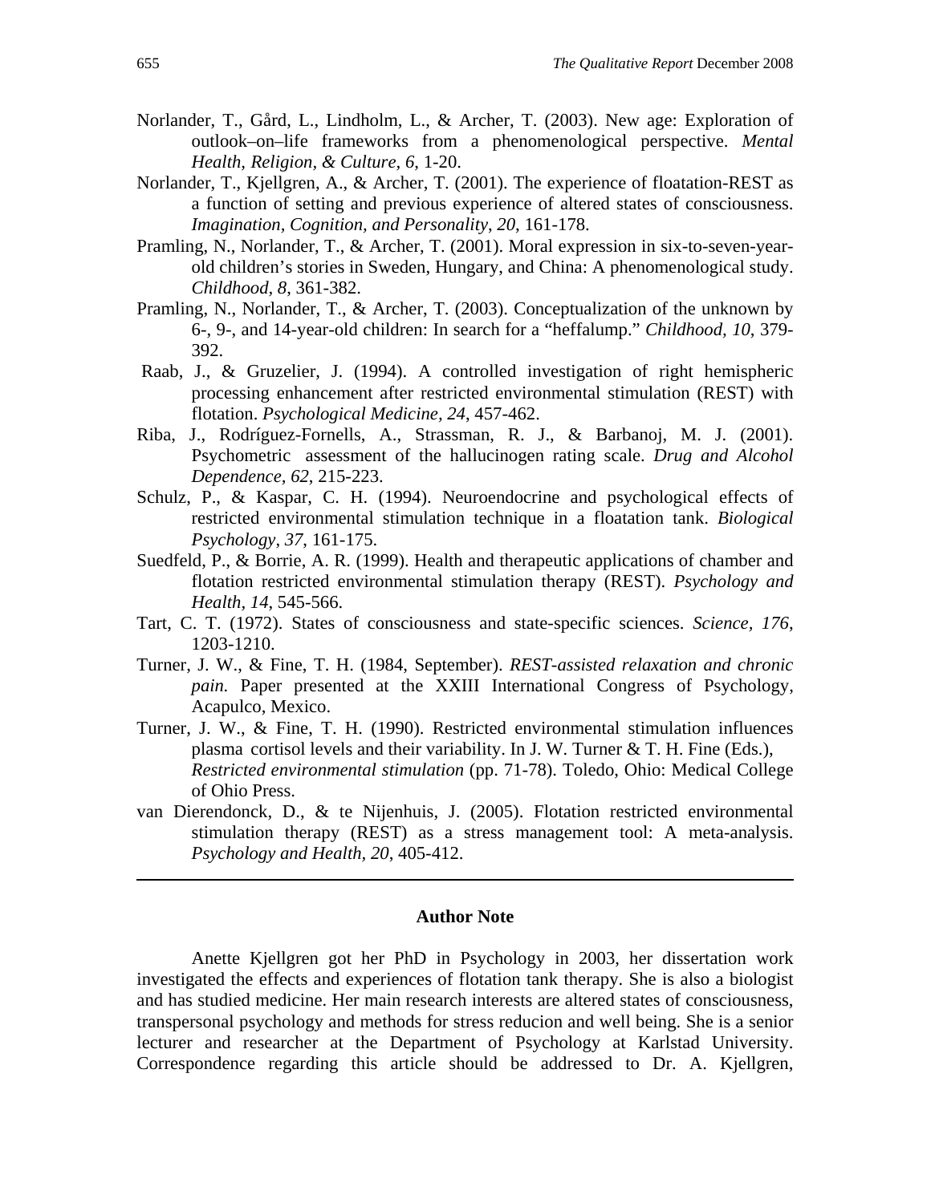Norlander, T., Gård, L., Lindholm, L., & Archer, T. (2003). New age: Exploration of outlook–on–life frameworks from a phenomenological perspective. *Mental Health, Religion, & Culture, 6*, 1-20.

Norlander, T., Kjellgren, A., & Archer, T. (2001). The experience of floatation-REST as a function of setting and previous experience of altered states of consciousness. *Imagination, Cognition, and Personality*, *20*, 161-178.

Pramling, N., Norlander, T., & Archer, T. (2001). Moral expression in six-to-seven-year-old children's stories in Sweden, Hungary, and China: A phenomenological study. *Childhood, 8*, 361-382.

Pramling, N., Norlander, T., & Archer, T. (2003). Conceptualization of the unknown by 6-, 9-, and 14-year-old children: In search for a "heffalump." *Childhood, 10*, 379-392.

Raab, J., & Gruzelier, J. (1994). A controlled investigation of right hemispheric processing enhancement after restricted environmental stimulation (REST) with flotation. *Psychological Medicine, 24*, 457-462.

Riba, J., Rodríguez-Fornells, A., Strassman, R. J., & Barbanoj, M. J. (2001). Psychometric assessment of the hallucinogen rating scale. *Drug and Alcohol Dependence, 62*, 215-223.

Schulz, P., & Kaspar, C. H. (1994). Neuroendocrine and psychological effects of restricted environmental stimulation technique in a floatation tank. *Biological Psychology*, *37*, 161-175.

Suedfeld, P., & Borrie, A. R. (1999). Health and therapeutic applications of chamber and flotation restricted environmental stimulation therapy (REST). *Psychology and Health, 14*, 545-566.

Tart, C. T. (1972). States of consciousness and state-specific sciences. *Science, 176*, 1203-1210.

Turner, J. W., & Fine, T. H. (1984, September). *REST-assisted relaxation and chronic pain.* Paper presented at the XXIII International Congress of Psychology, Acapulco, Mexico.

Turner, J. W., & Fine, T. H. (1990). Restricted environmental stimulation influences plasma cortisol levels and their variability. In J. W. Turner & T. H. Fine (Eds.), *Restricted environmental stimulation* (pp. 71-78). Toledo, Ohio: Medical College of Ohio Press.

van Dierendonck, D., & te Nijenhuis, J. (2005). Flotation restricted environmental stimulation therapy (REST) as a stress management tool: A meta-analysis. *Psychology and Health, 20*, 405-412.

---

## Author Note

Anette Kjellgren got her PhD in Psychology in 2003, her dissertation work investigated the effects and experiences of flotation tank therapy. She is also a biologist and has studied medicine. Her main research interests are altered states of consciousness, transpersonal psychology and methods for stress reducion and well being. She is a senior lecturer and researcher at the Department of Psychology at Karlstad University. Correspondence regarding this article should be addressed to Dr. A. Kjellgren,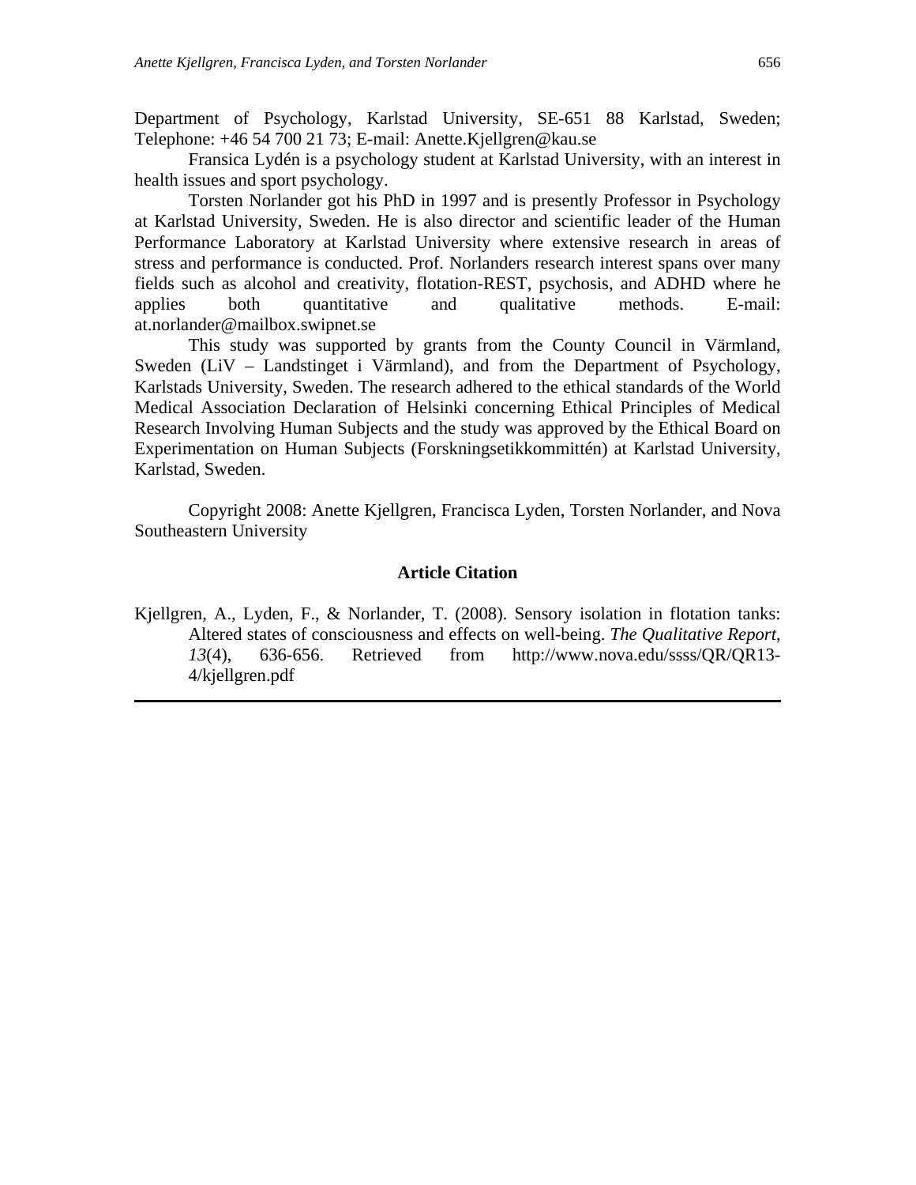Department of Psychology, Karlstad University, SE-651 88 Karlstad, Sweden; Telephone: +46 54 700 21 73; E-mail: Anette.Kjellgren@kau.se

Fransica Lydén is a psychology student at Karlstad University, with an interest in health issues and sport psychology.

Torsten Norlander got his PhD in 1997 and is presently Professor in Psychology at Karlstad University, Sweden. He is also director and scientific leader of the Human Performance Laboratory at Karlstad University where extensive research in areas of stress and performance is conducted. Prof. Norlanders research interest spans over many fields such as alcohol and creativity, flotation-REST, psychosis, and ADHD where he applies both quantitative and qualitative methods. E-mail: at.norlander@mailbox.swipnet.se

This study was supported by grants from the County Council in Värmland, Sweden (LiV – Landstinget i Värmland), and from the Department of Psychology, Karlstads University, Sweden. The research adhered to the ethical standards of the World Medical Association Declaration of Helsinki concerning Ethical Principles of Medical Research Involving Human Subjects and the study was approved by the Ethical Board on Experimentation on Human Subjects (Forskningsetikkommittén) at Karlstad University, Karlstad, Sweden.

Copyright 2008: Anette Kjellgren, Francisca Lyden, Torsten Norlander, and Nova Southeastern University

**Article Citation**

Kjellgren, A., Lyden, F., & Norlander, T. (2008). Sensory isolation in flotation tanks: Altered states of consciousness and effects on well-being. *The Qualitative Report*, *13*(4), 636-656. Retrieved from http://www.nova.edu/ssss/QR/QR13-4/kjellgren.pdf